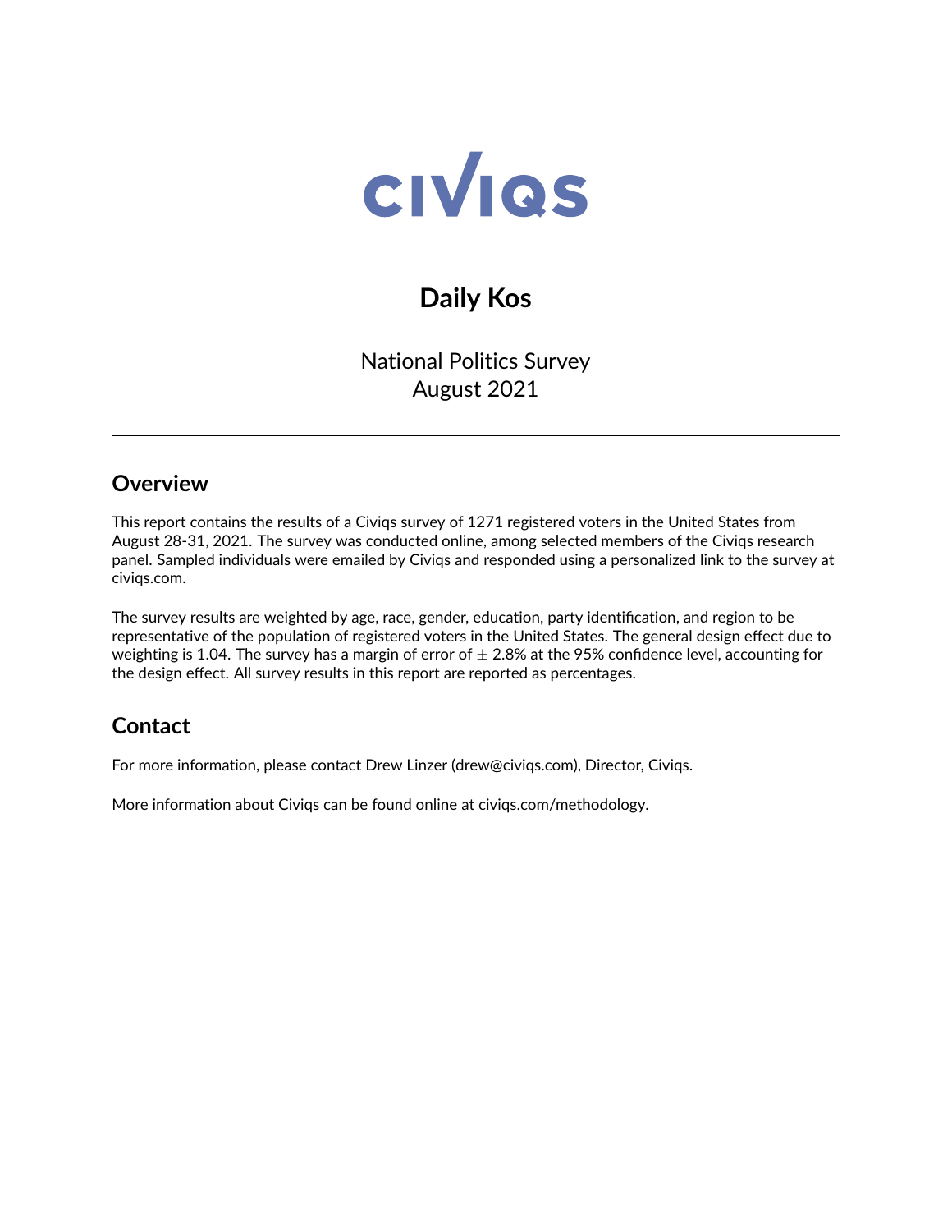# CIVIQS

## Daily Kos

National Politics Survey
August 2021

---

## Overview

This report contains the results of a Civiqs survey of 1271 registered voters in the United States from August 28-31, 2021. The survey was conducted online, among selected members of the Civiqs research panel. Sampled individuals were emailed by Civiqs and responded using a personalized link to the survey at civiqs.com.

The survey results are weighted by age, race, gender, education, party identification, and region to be representative of the population of registered voters in the United States. The general design effect due to weighting is 1.04. The survey has a margin of error of $\pm$ 2.8% at the 95% confidence level, accounting for the design effect. All survey results in this report are reported as percentages.

## Contact

For more information, please contact Drew Linzer (drew@civiqs.com), Director, Civiqs.

More information about Civiqs can be found online at civiqs.com/methodology.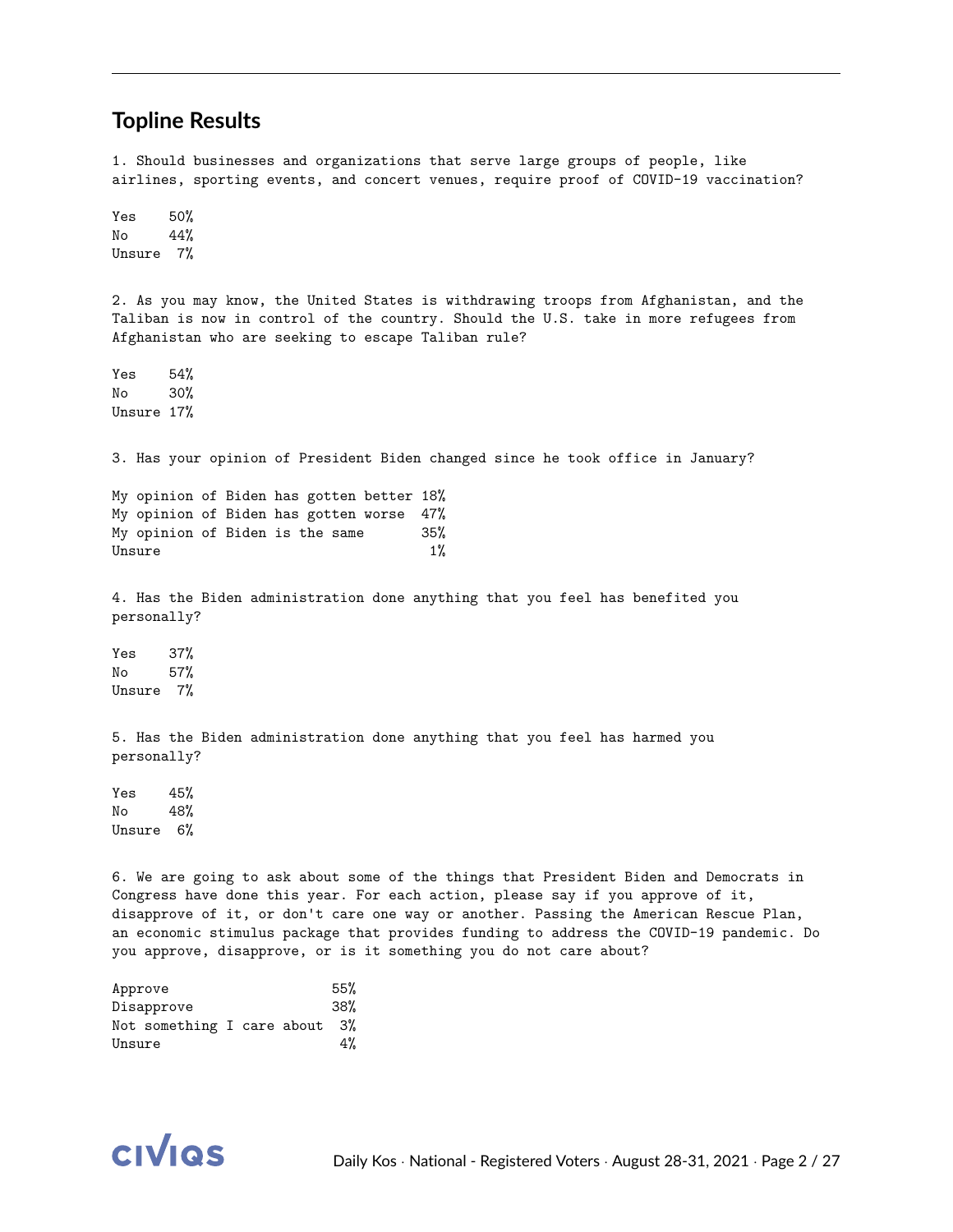## Topline Results

1. Should businesses and organizations that serve large groups of people, like airlines, sporting events, and concert venues, require proof of COVID-19 vaccination?

| | |
|---|---|
| Yes | 50% |
| No | 44% |
| Unsure | 7% |

2. As you may know, the United States is withdrawing troops from Afghanistan, and the Taliban is now in control of the country. Should the U.S. take in more refugees from Afghanistan who are seeking to escape Taliban rule?

| | |
|---|---|
| Yes | 54% |
| No | 30% |
| Unsure | 17% |

3. Has your opinion of President Biden changed since he took office in January?

| | |
|---|---|
| My opinion of Biden has gotten better | 18% |
| My opinion of Biden has gotten worse | 47% |
| My opinion of Biden is the same | 35% |
| Unsure | 1% |

4. Has the Biden administration done anything that you feel has benefited you personally?

| | |
|---|---|
| Yes | 37% |
| No | 57% |
| Unsure | 7% |

5. Has the Biden administration done anything that you feel has harmed you personally?

| | |
|---|---|
| Yes | 45% |
| No | 48% |
| Unsure | 6% |

6. We are going to ask about some of the things that President Biden and Democrats in Congress have done this year. For each action, please say if you approve of it, disapprove of it, or don't care one way or another. Passing the American Rescue Plan, an economic stimulus package that provides funding to address the COVID-19 pandemic. Do you approve, disapprove, or is it something you do not care about?

| | |
|---|---|
| Approve | 55% |
| Disapprove | 38% |
| Not something I care about | 3% |
| Unsure | 4% |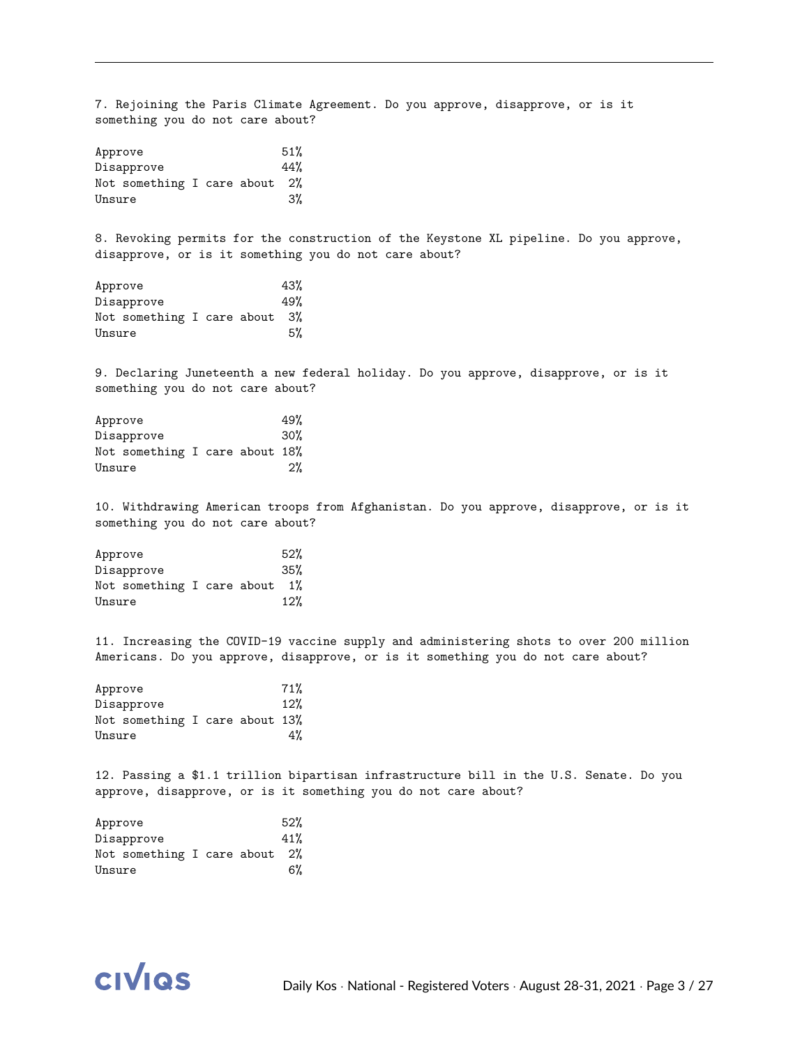7. Rejoining the Paris Climate Agreement. Do you approve, disapprove, or is it something you do not care about?

| | |
|---|---|
| Approve | 51% |
| Disapprove | 44% |
| Not something I care about | 2% |
| Unsure | 3% |

8. Revoking permits for the construction of the Keystone XL pipeline. Do you approve, disapprove, or is it something you do not care about?

| | |
|---|---|
| Approve | 43% |
| Disapprove | 49% |
| Not something I care about | 3% |
| Unsure | 5% |

9. Declaring Juneteenth a new federal holiday. Do you approve, disapprove, or is it something you do not care about?

| | |
|---|---|
| Approve | 49% |
| Disapprove | 30% |
| Not something I care about | 18% |
| Unsure | 2% |

10. Withdrawing American troops from Afghanistan. Do you approve, disapprove, or is it something you do not care about?

| | |
|---|---|
| Approve | 52% |
| Disapprove | 35% |
| Not something I care about | 1% |
| Unsure | 12% |

11. Increasing the COVID-19 vaccine supply and administering shots to over 200 million Americans. Do you approve, disapprove, or is it something you do not care about?

| | |
|---|---|
| Approve | 71% |
| Disapprove | 12% |
| Not something I care about | 13% |
| Unsure | 4% |

12. Passing a $1.1 trillion bipartisan infrastructure bill in the U.S. Senate. Do you approve, disapprove, or is it something you do not care about?

| | |
|---|---|
| Approve | 52% |
| Disapprove | 41% |
| Not something I care about | 2% |
| Unsure | 6% |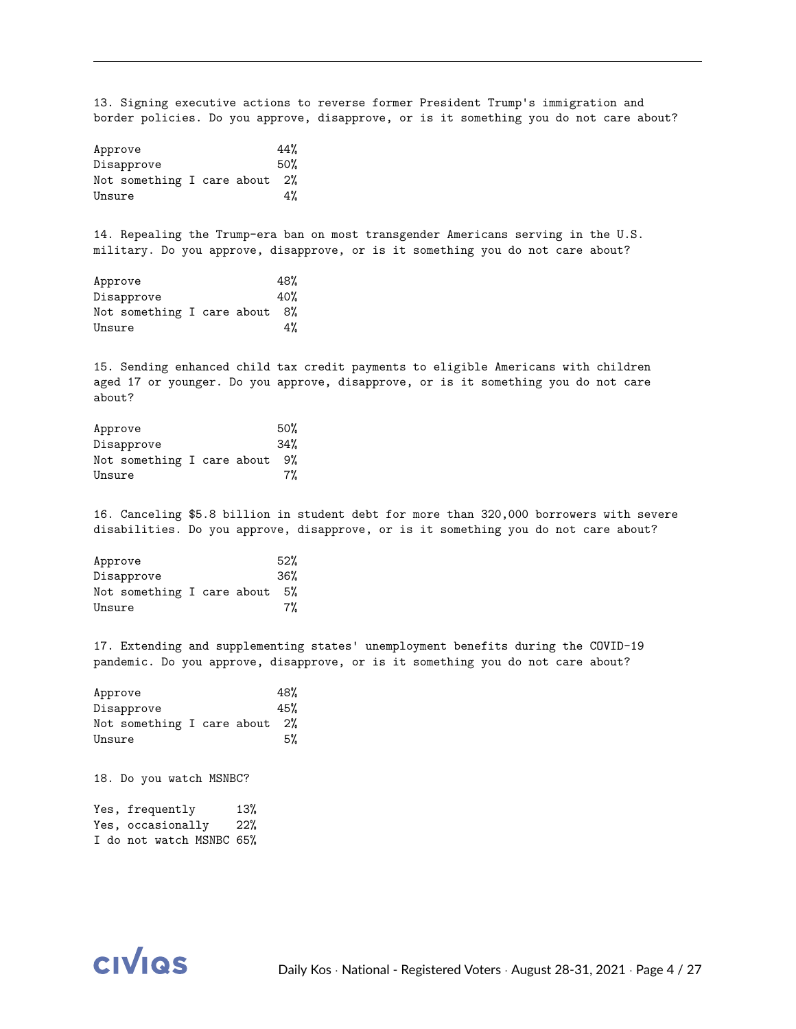13. Signing executive actions to reverse former President Trump's immigration and border policies. Do you approve, disapprove, or is it something you do not care about?

| | |
|---|---|
| Approve | 44% |
| Disapprove | 50% |
| Not something I care about | 2% |
| Unsure | 4% |

14. Repealing the Trump-era ban on most transgender Americans serving in the U.S. military. Do you approve, disapprove, or is it something you do not care about?

| | |
|---|---|
| Approve | 48% |
| Disapprove | 40% |
| Not something I care about | 8% |
| Unsure | 4% |

15. Sending enhanced child tax credit payments to eligible Americans with children aged 17 or younger. Do you approve, disapprove, or is it something you do not care about?

| | |
|---|---|
| Approve | 50% |
| Disapprove | 34% |
| Not something I care about | 9% |
| Unsure | 7% |

16. Canceling $5.8 billion in student debt for more than 320,000 borrowers with severe disabilities. Do you approve, disapprove, or is it something you do not care about?

| | |
|---|---|
| Approve | 52% |
| Disapprove | 36% |
| Not something I care about | 5% |
| Unsure | 7% |

17. Extending and supplementing states' unemployment benefits during the COVID-19 pandemic. Do you approve, disapprove, or is it something you do not care about?

| | |
|---|---|
| Approve | 48% |
| Disapprove | 45% |
| Not something I care about | 2% |
| Unsure | 5% |

18. Do you watch MSNBC?

| | |
|---|---|
| Yes, frequently | 13% |
| Yes, occasionally | 22% |
| I do not watch MSNBC | 65% |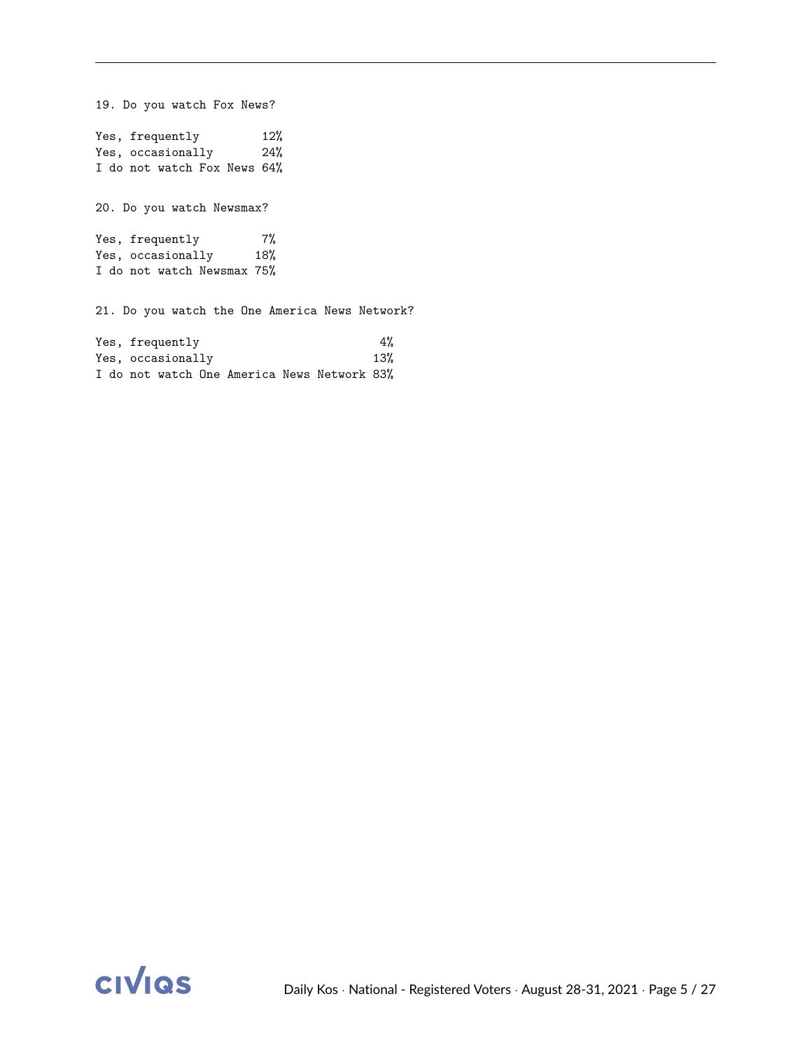19. Do you watch Fox News?

| | |
|---|---|
| Yes, frequently | 12% |
| Yes, occasionally | 24% |
| I do not watch Fox News | 64% |

20. Do you watch Newsmax?

| | |
|---|---|
| Yes, frequently | 7% |
| Yes, occasionally | 18% |
| I do not watch Newsmax | 75% |

21. Do you watch the One America News Network?

| | |
|---|---|
| Yes, frequently | 4% |
| Yes, occasionally | 13% |
| I do not watch One America News Network | 83% |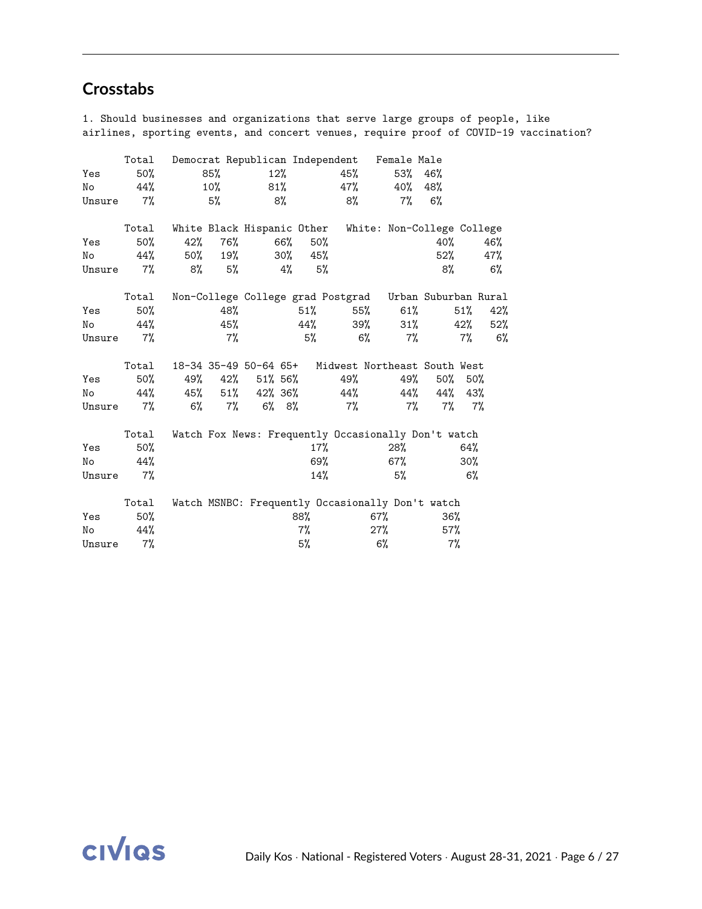## Crosstabs

1. Should businesses and organizations that serve large groups of people, like airlines, sporting events, and concert venues, require proof of COVID-19 vaccination?

| | Total | Democrat | Republican | Independent | Female | Male |
|---|---|---|---|---|---|---|
| Yes | 50% | 85% | 12% | 45% | 53% | 46% |
| No | 44% | 10% | 81% | 47% | 40% | 48% |
| Unsure | 7% | 5% | 8% | 8% | 7% | 6% |

| | Total | White | Black | Hispanic | Other | White: Non-College | College |
|---|---|---|---|---|---|---|---|
| Yes | 50% | 42% | 76% | 66% | 50% | 40% | 46% |
| No | 44% | 50% | 19% | 30% | 45% | 52% | 47% |
| Unsure | 7% | 8% | 5% | 4% | 5% | 8% | 6% |

| | Total | Non-College | College grad | Postgrad | Urban | Suburban | Rural |
|---|---|---|---|---|---|---|---|
| Yes | 50% | 48% | 51% | 55% | 61% | 51% | 42% |
| No | 44% | 45% | 44% | 39% | 31% | 42% | 52% |
| Unsure | 7% | 7% | 5% | 6% | 7% | 7% | 6% |

| | Total | 18-34 | 35-49 | 50-64 | 65+ | Midwest | Northeast | South | West |
|---|---|---|---|---|---|---|---|---|---|
| Yes | 50% | 49% | 42% | 51% | 56% | 49% | 49% | 50% | 50% |
| No | 44% | 45% | 51% | 42% | 36% | 44% | 44% | 44% | 43% |
| Unsure | 7% | 6% | 7% | 6% | 8% | 7% | 7% | 7% | 7% |

| | Total | Watch Fox News: Frequently | Occasionally | Don't watch |
|---|---|---|---|---|
| Yes | 50% | 17% | 28% | 64% |
| No | 44% | 69% | 67% | 30% |
| Unsure | 7% | 14% | 5% | 6% |

| | Total | Watch MSNBC: Frequently | Occasionally | Don't watch |
|---|---|---|---|---|
| Yes | 50% | 88% | 67% | 36% |
| No | 44% | 7% | 27% | 57% |
| Unsure | 7% | 5% | 6% | 7% |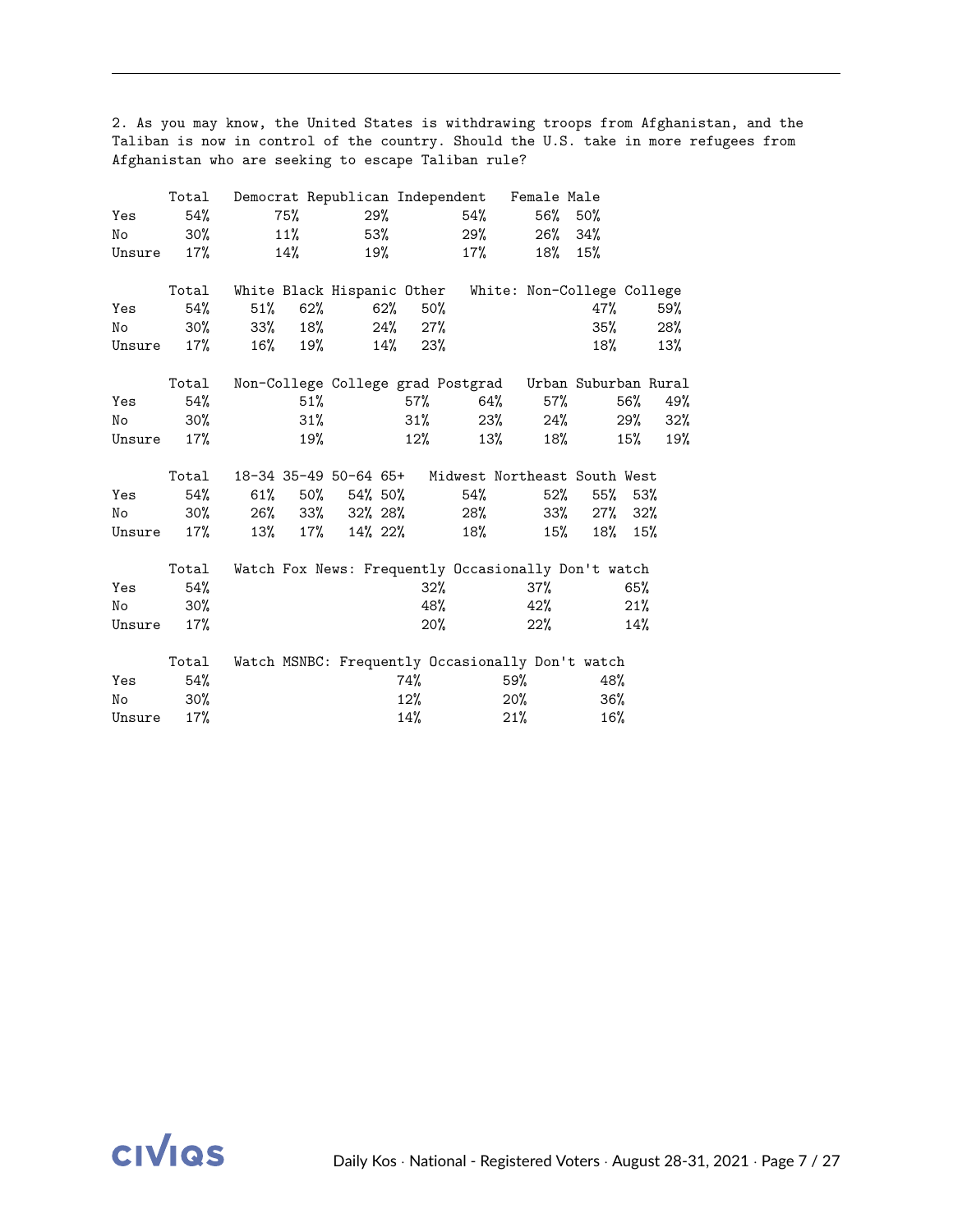2. As you may know, the United States is withdrawing troops from Afghanistan, and the Taliban is now in control of the country. Should the U.S. take in more refugees from Afghanistan who are seeking to escape Taliban rule?

| | Total | Democrat | Republican | Independent | Female | Male |
|---|---|---|---|---|---|---|
| Yes | 54% | 75% | 29% | 54% | 56% | 50% |
| No | 30% | 11% | 53% | 29% | 26% | 34% |
| Unsure | 17% | 14% | 19% | 17% | 18% | 15% |

| | Total | White | Black | Hispanic | Other | White: Non-College | College |
|---|---|---|---|---|---|---|---|
| Yes | 54% | 51% | 62% | 62% | 50% | 47% | 59% |
| No | 30% | 33% | 18% | 24% | 27% | 35% | 28% |
| Unsure | 17% | 16% | 19% | 14% | 23% | 18% | 13% |

| | Total | Non-College | College grad | Postgrad | Urban | Suburban | Rural |
|---|---|---|---|---|---|---|---|
| Yes | 54% | 51% | 57% | 64% | 57% | 56% | 49% |
| No | 30% | 31% | 31% | 23% | 24% | 29% | 32% |
| Unsure | 17% | 19% | 12% | 13% | 18% | 15% | 19% |

| | Total | 18-34 | 35-49 | 50-64 | 65+ | Midwest | Northeast | South | West |
|---|---|---|---|---|---|---|---|---|---|
| Yes | 54% | 61% | 50% | 54% | 50% | 54% | 52% | 55% | 53% |
| No | 30% | 26% | 33% | 32% | 28% | 28% | 33% | 27% | 32% |
| Unsure | 17% | 13% | 17% | 14% | 22% | 18% | 15% | 18% | 15% |

| | Total | Watch Fox News: Frequently | Occasionally | Don't watch |
|---|---|---|---|---|
| Yes | 54% | 32% | 37% | 65% |
| No | 30% | 48% | 42% | 21% |
| Unsure | 17% | 20% | 22% | 14% |

| | Total | Watch MSNBC: Frequently | Occasionally | Don't watch |
|---|---|---|---|---|
| Yes | 54% | 74% | 59% | 48% |
| No | 30% | 12% | 20% | 36% |
| Unsure | 17% | 14% | 21% | 16% |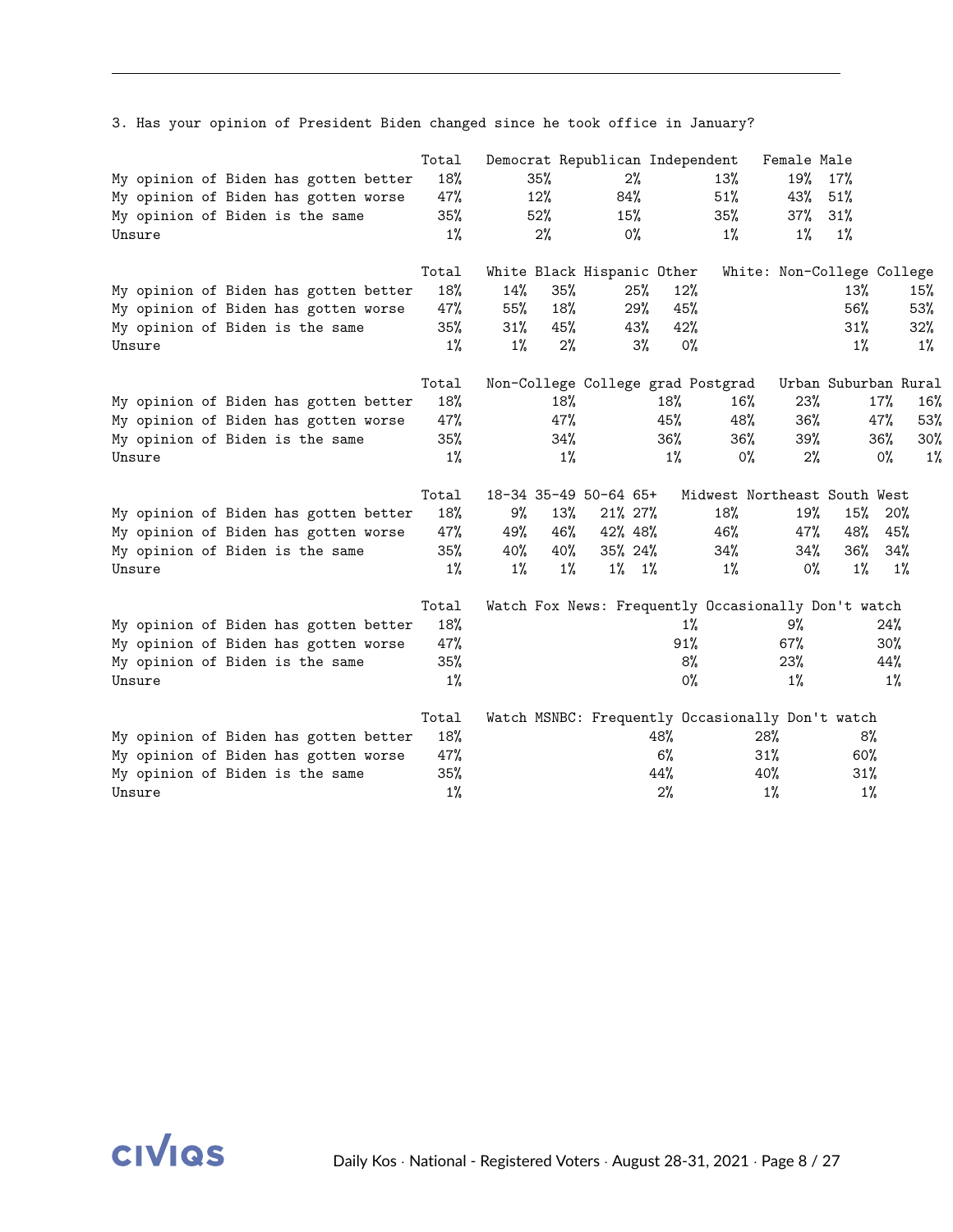3. Has your opinion of President Biden changed since he took office in January?

| | Total | Democrat | Republican | Independent | Female | Male |
|---|---|---|---|---|---|---|
| My opinion of Biden has gotten better | 18% | 35% | 2% | 13% | 19% | 17% |
| My opinion of Biden has gotten worse | 47% | 12% | 84% | 51% | 43% | 51% |
| My opinion of Biden is the same | 35% | 52% | 15% | 35% | 37% | 31% |
| Unsure | 1% | 2% | 0% | 1% | 1% | 1% |

| | Total | White | Black | Hispanic | Other | White: Non-College | College |
|---|---|---|---|---|---|---|---|
| My opinion of Biden has gotten better | 18% | 14% | 35% | 25% | 12% | 13% | 15% |
| My opinion of Biden has gotten worse | 47% | 55% | 18% | 29% | 45% | 56% | 53% |
| My opinion of Biden is the same | 35% | 31% | 45% | 43% | 42% | 31% | 32% |
| Unsure | 1% | 1% | 2% | 3% | 0% | 1% | 1% |

| | Total | Non-College | College grad | Postgrad | Urban | Suburban | Rural |
|---|---|---|---|---|---|---|---|
| My opinion of Biden has gotten better | 18% | 18% | 18% | 16% | 23% | 17% | 16% |
| My opinion of Biden has gotten worse | 47% | 47% | 45% | 48% | 36% | 47% | 53% |
| My opinion of Biden is the same | 35% | 34% | 36% | 36% | 39% | 36% | 30% |
| Unsure | 1% | 1% | 1% | 0% | 2% | 0% | 1% |

| | Total | 18-34 | 35-49 | 50-64 | 65+ | Midwest | Northeast | South | West |
|---|---|---|---|---|---|---|---|---|---|
| My opinion of Biden has gotten better | 18% | 9% | 13% | 21% | 27% | 18% | 19% | 15% | 20% |
| My opinion of Biden has gotten worse | 47% | 49% | 46% | 42% | 48% | 46% | 47% | 48% | 45% |
| My opinion of Biden is the same | 35% | 40% | 40% | 35% | 24% | 34% | 34% | 36% | 34% |
| Unsure | 1% | 1% | 1% | 1% | 1% | 1% | 0% | 1% | 1% |

| | Total | Watch Fox News: Frequently | Occasionally | Don't watch |
|---|---|---|---|---|
| My opinion of Biden has gotten better | 18% | 1% | 9% | 24% |
| My opinion of Biden has gotten worse | 47% | 91% | 67% | 30% |
| My opinion of Biden is the same | 35% | 8% | 23% | 44% |
| Unsure | 1% | 0% | 1% | 1% |

| | Total | Watch MSNBC: Frequently | Occasionally | Don't watch |
|---|---|---|---|---|
| My opinion of Biden has gotten better | 18% | 48% | 28% | 8% |
| My opinion of Biden has gotten worse | 47% | 6% | 31% | 60% |
| My opinion of Biden is the same | 35% | 44% | 40% | 31% |
| Unsure | 1% | 2% | 1% | 1% |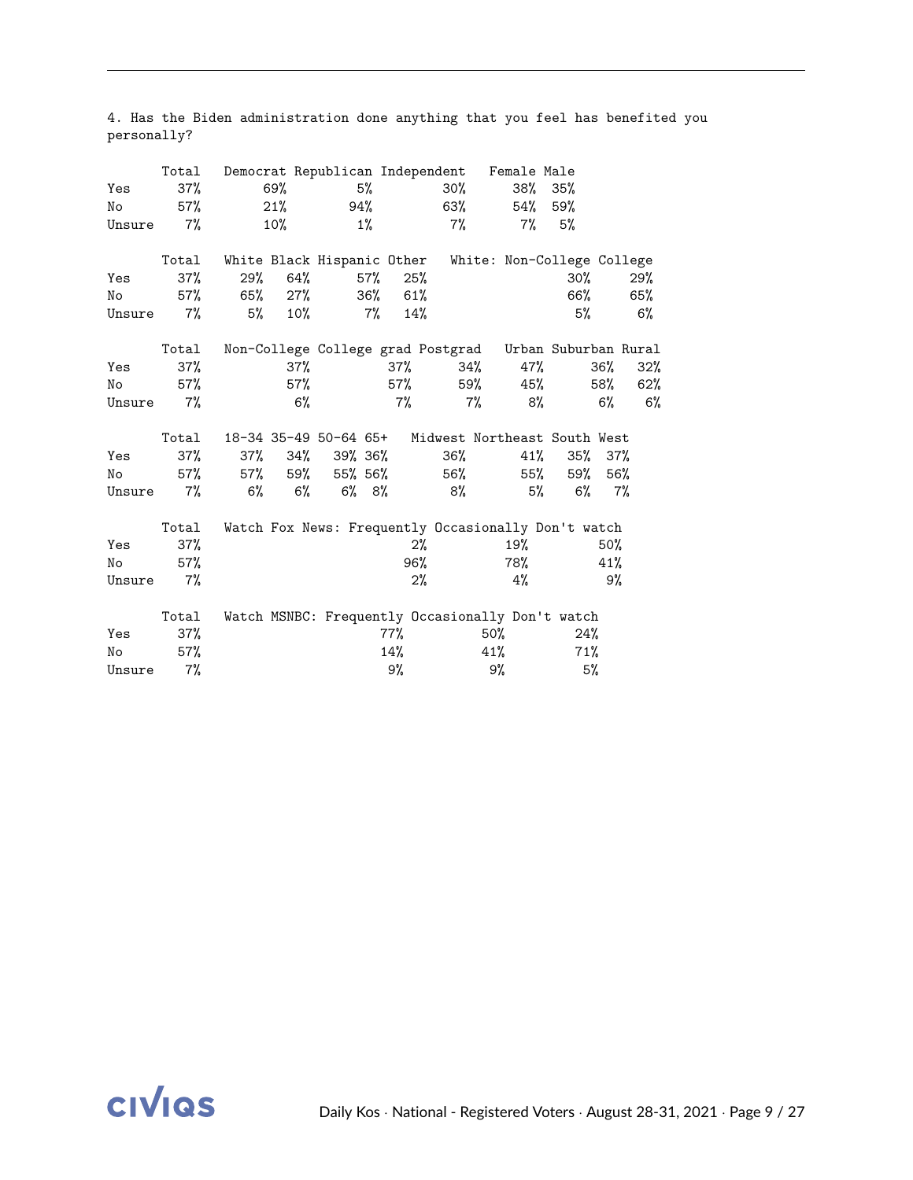4. Has the Biden administration done anything that you feel has benefited you personally?

| | Total | Democrat | Republican | Independent | Female | Male |
|---|---|---|---|---|---|---|
| Yes | 37% | 69% | 5% | 30% | 38% | 35% |
| No | 57% | 21% | 94% | 63% | 54% | 59% |
| Unsure | 7% | 10% | 1% | 7% | 7% | 5% |

| | Total | White | Black | Hispanic | Other | White: Non-College | College |
|---|---|---|---|---|---|---|---|
| Yes | 37% | 29% | 64% | 57% | 25% | 30% | 29% |
| No | 57% | 65% | 27% | 36% | 61% | 66% | 65% |
| Unsure | 7% | 5% | 10% | 7% | 14% | 5% | 6% |

| | Total | Non-College | College grad | Postgrad | Urban | Suburban | Rural |
|---|---|---|---|---|---|---|---|
| Yes | 37% | 37% | 37% | 34% | 47% | 36% | 32% |
| No | 57% | 57% | 57% | 59% | 45% | 58% | 62% |
| Unsure | 7% | 6% | 7% | 7% | 8% | 6% | 6% |

| | Total | 18-34 | 35-49 | 50-64 | 65+ | Midwest | Northeast | South | West |
|---|---|---|---|---|---|---|---|---|---|
| Yes | 37% | 37% | 34% | 39% | 36% | 36% | 41% | 35% | 37% |
| No | 57% | 57% | 59% | 55% | 56% | 56% | 55% | 59% | 56% |
| Unsure | 7% | 6% | 6% | 6% | 8% | 8% | 5% | 6% | 7% |

| | Total | Watch Fox News: Frequently | Occasionally | Don't watch |
|---|---|---|---|---|
| Yes | 37% | 2% | 19% | 50% |
| No | 57% | 96% | 78% | 41% |
| Unsure | 7% | 2% | 4% | 9% |

| | Total | Watch MSNBC: Frequently | Occasionally | Don't watch |
|---|---|---|---|---|
| Yes | 37% | 77% | 50% | 24% |
| No | 57% | 14% | 41% | 71% |
| Unsure | 7% | 9% | 9% | 5% |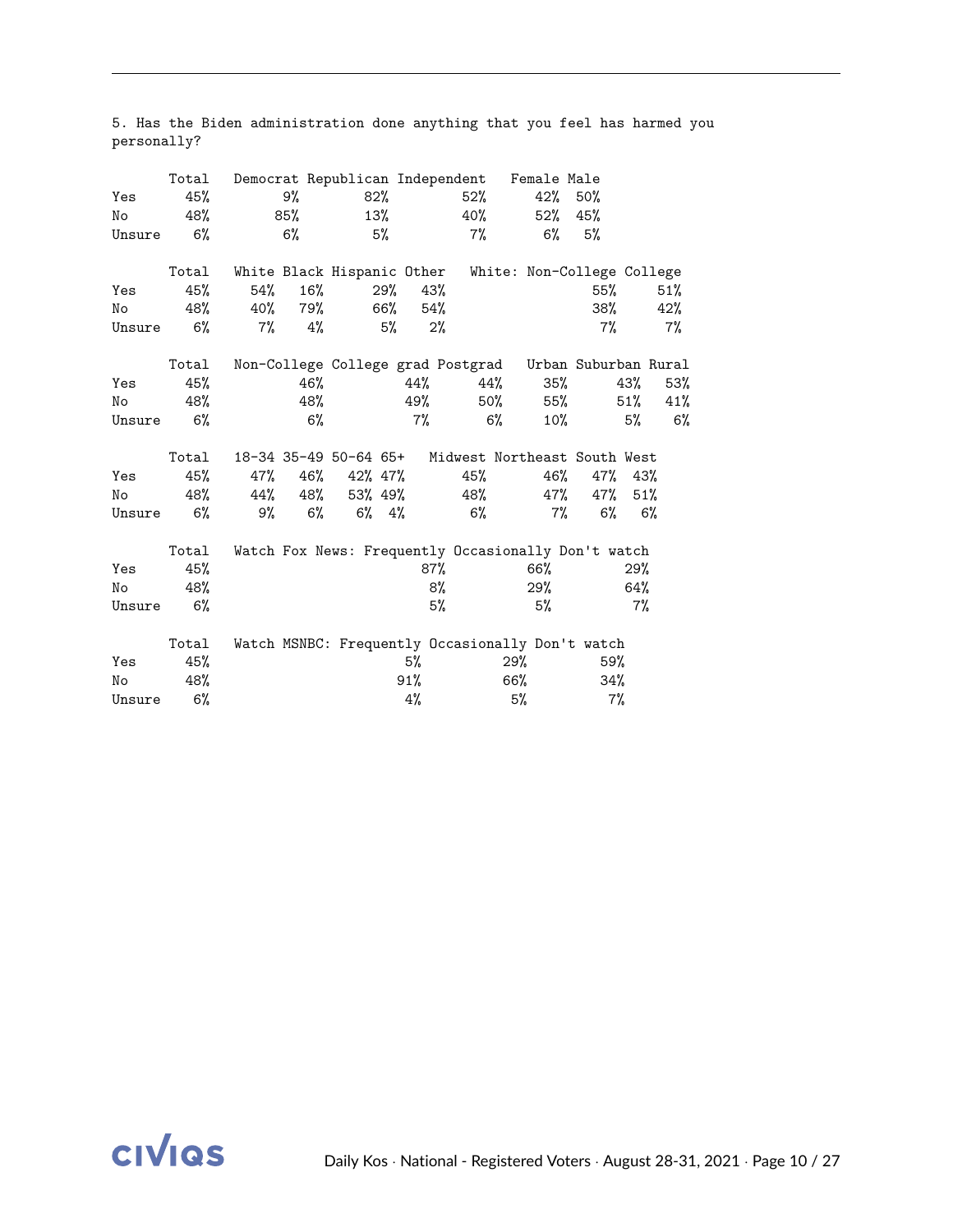5. Has the Biden administration done anything that you feel has harmed you personally?

| | Total | Democrat | Republican | Independent | Female | Male |
|---|---|---|---|---|---|---|
| Yes | 45% | 9% | 82% | 52% | 42% | 50% |
| No | 48% | 85% | 13% | 40% | 52% | 45% |
| Unsure | 6% | 6% | 5% | 7% | 6% | 5% |

| | Total | White | Black | Hispanic | Other | White: Non-College | College |
|---|---|---|---|---|---|---|---|
| Yes | 45% | 54% | 16% | 29% | 43% | 55% | 51% |
| No | 48% | 40% | 79% | 66% | 54% | 38% | 42% |
| Unsure | 6% | 7% | 4% | 5% | 2% | 7% | 7% |

| | Total | Non-College | College grad | Postgrad | Urban | Suburban | Rural |
|---|---|---|---|---|---|---|---|
| Yes | 45% | 46% | 44% | 44% | 35% | 43% | 53% |
| No | 48% | 48% | 49% | 50% | 55% | 51% | 41% |
| Unsure | 6% | 6% | 7% | 6% | 10% | 5% | 6% |

| | Total | 18-34 | 35-49 | 50-64 | 65+ | Midwest | Northeast | South | West |
|---|---|---|---|---|---|---|---|---|---|
| Yes | 45% | 47% | 46% | 42% | 47% | 45% | 46% | 47% | 43% |
| No | 48% | 44% | 48% | 53% | 49% | 48% | 47% | 47% | 51% |
| Unsure | 6% | 9% | 6% | 6% | 4% | 6% | 7% | 6% | 6% |

| | Total | Watch Fox News: Frequently | Occasionally | Don't watch |
|---|---|---|---|---|
| Yes | 45% | 87% | 66% | 29% |
| No | 48% | 8% | 29% | 64% |
| Unsure | 6% | 5% | 5% | 7% |

| | Total | Watch MSNBC: Frequently | Occasionally | Don't watch |
|---|---|---|---|---|
| Yes | 45% | 5% | 29% | 59% |
| No | 48% | 91% | 66% | 34% |
| Unsure | 6% | 4% | 5% | 7% |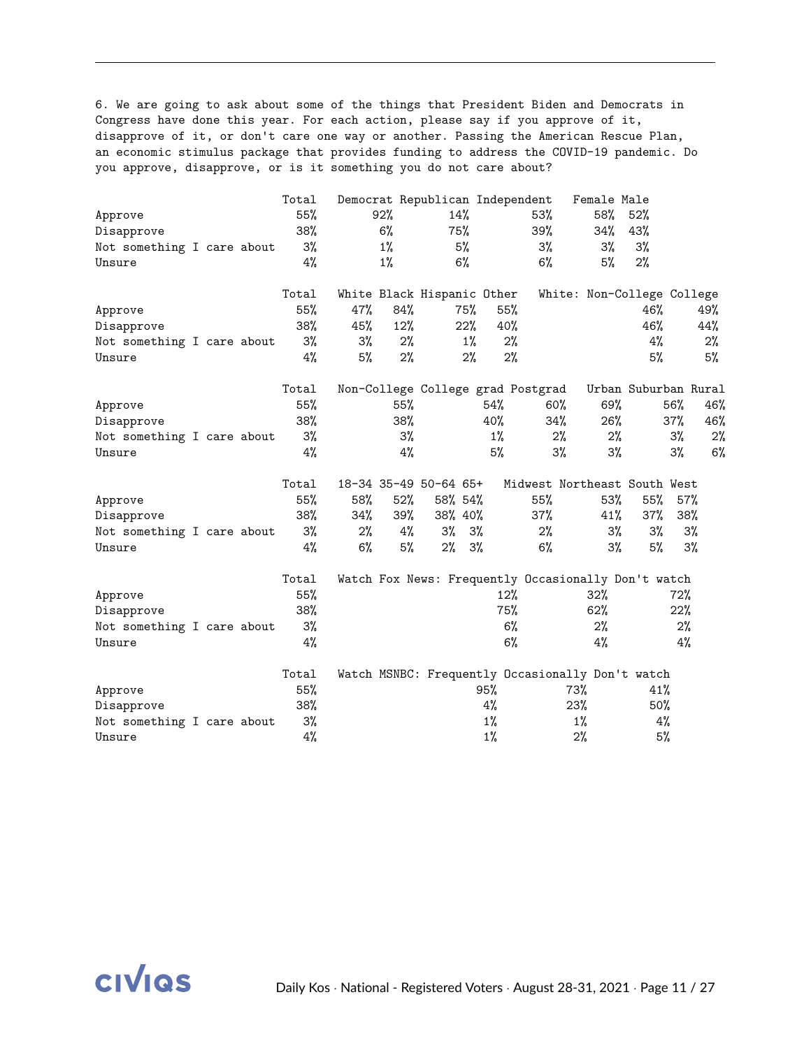6. We are going to ask about some of the things that President Biden and Democrats in Congress have done this year. For each action, please say if you approve of it, disapprove of it, or don't care one way or another. Passing the American Rescue Plan, an economic stimulus package that provides funding to address the COVID-19 pandemic. Do you approve, disapprove, or is it something you do not care about?

| | Total | Democrat | Republican | Independent | Female | Male |
|---|---|---|---|---|---|---|
| Approve | 55% | 92% | 14% | 53% | 58% | 52% |
| Disapprove | 38% | 6% | 75% | 39% | 34% | 43% |
| Not something I care about | 3% | 1% | 5% | 3% | 3% | 3% |
| Unsure | 4% | 1% | 6% | 6% | 5% | 2% |

| | Total | White | Black | Hispanic | Other | White: Non-College | College |
|---|---|---|---|---|---|---|---|
| Approve | 55% | 47% | 84% | 75% | 55% | 46% | 49% |
| Disapprove | 38% | 45% | 12% | 22% | 40% | 46% | 44% |
| Not something I care about | 3% | 3% | 2% | 1% | 2% | 4% | 2% |
| Unsure | 4% | 5% | 2% | 2% | 2% | 5% | 5% |

| | Total | Non-College | College grad | Postgrad | Urban | Suburban | Rural |
|---|---|---|---|---|---|---|---|
| Approve | 55% | 55% | 54% | 60% | 69% | 56% | 46% |
| Disapprove | 38% | 38% | 40% | 34% | 26% | 37% | 46% |
| Not something I care about | 3% | 3% | 1% | 2% | 2% | 3% | 2% |
| Unsure | 4% | 4% | 5% | 3% | 3% | 3% | 6% |

| | Total | 18-34 | 35-49 | 50-64 | 65+ | Midwest | Northeast | South | West |
|---|---|---|---|---|---|---|---|---|---|
| Approve | 55% | 58% | 52% | 58% | 54% | 55% | 53% | 55% | 57% |
| Disapprove | 38% | 34% | 39% | 38% | 40% | 37% | 41% | 37% | 38% |
| Not something I care about | 3% | 2% | 4% | 3% | 3% | 2% | 3% | 3% | 3% |
| Unsure | 4% | 6% | 5% | 2% | 3% | 6% | 3% | 5% | 3% |

| | Total | Watch Fox News: Frequently | Occasionally | Don't watch |
|---|---|---|---|---|
| Approve | 55% | 12% | 32% | 72% |
| Disapprove | 38% | 75% | 62% | 22% |
| Not something I care about | 3% | 6% | 2% | 2% |
| Unsure | 4% | 6% | 4% | 4% |

| | Total | Watch MSNBC: Frequently | Occasionally | Don't watch |
|---|---|---|---|---|
| Approve | 55% | 95% | 73% | 41% |
| Disapprove | 38% | 4% | 23% | 50% |
| Not something I care about | 3% | 1% | 1% | 4% |
| Unsure | 4% | 1% | 2% | 5% |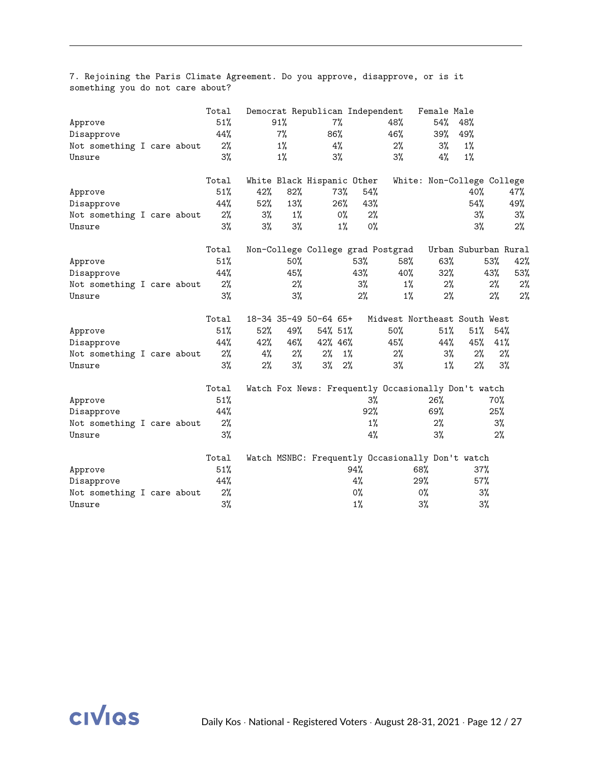7. Rejoining the Paris Climate Agreement. Do you approve, disapprove, or is it something you do not care about?

| | Total | Democrat | Republican | Independent | Female | Male |
|---|---|---|---|---|---|---|
| Approve | 51% | 91% | 7% | 48% | 54% | 48% |
| Disapprove | 44% | 7% | 86% | 46% | 39% | 49% |
| Not something I care about | 2% | 1% | 4% | 2% | 3% | 1% |
| Unsure | 3% | 1% | 3% | 3% | 4% | 1% |

| | Total | White | Black | Hispanic | Other | White: Non-College | College |
|---|---|---|---|---|---|---|---|
| Approve | 51% | 42% | 82% | 73% | 54% | 40% | 47% |
| Disapprove | 44% | 52% | 13% | 26% | 43% | 54% | 49% |
| Not something I care about | 2% | 3% | 1% | 0% | 2% | 3% | 3% |
| Unsure | 3% | 3% | 3% | 1% | 0% | 3% | 2% |

| | Total | Non-College | College grad | Postgrad | Urban | Suburban | Rural |
|---|---|---|---|---|---|---|---|
| Approve | 51% | 50% | 53% | 58% | 63% | 53% | 42% |
| Disapprove | 44% | 45% | 43% | 40% | 32% | 43% | 53% |
| Not something I care about | 2% | 2% | 3% | 1% | 2% | 2% | 2% |
| Unsure | 3% | 3% | 2% | 1% | 2% | 2% | 2% |

| | Total | 18-34 | 35-49 | 50-64 | 65+ | Midwest | Northeast | South | West |
|---|---|---|---|---|---|---|---|---|---|
| Approve | 51% | 52% | 49% | 54% | 51% | 50% | 51% | 51% | 54% |
| Disapprove | 44% | 42% | 46% | 42% | 46% | 45% | 44% | 45% | 41% |
| Not something I care about | 2% | 4% | 2% | 2% | 1% | 2% | 3% | 2% | 2% |
| Unsure | 3% | 2% | 3% | 3% | 2% | 3% | 1% | 2% | 3% |

| | Total | Watch Fox News: Frequently | Occasionally | Don't watch |
|---|---|---|---|---|
| Approve | 51% | 3% | 26% | 70% |
| Disapprove | 44% | 92% | 69% | 25% |
| Not something I care about | 2% | 1% | 2% | 3% |
| Unsure | 3% | 4% | 3% | 2% |

| | Total | Watch MSNBC: Frequently | Occasionally | Don't watch |
|---|---|---|---|---|
| Approve | 51% | 94% | 68% | 37% |
| Disapprove | 44% | 4% | 29% | 57% |
| Not something I care about | 2% | 0% | 0% | 3% |
| Unsure | 3% | 1% | 3% | 3% |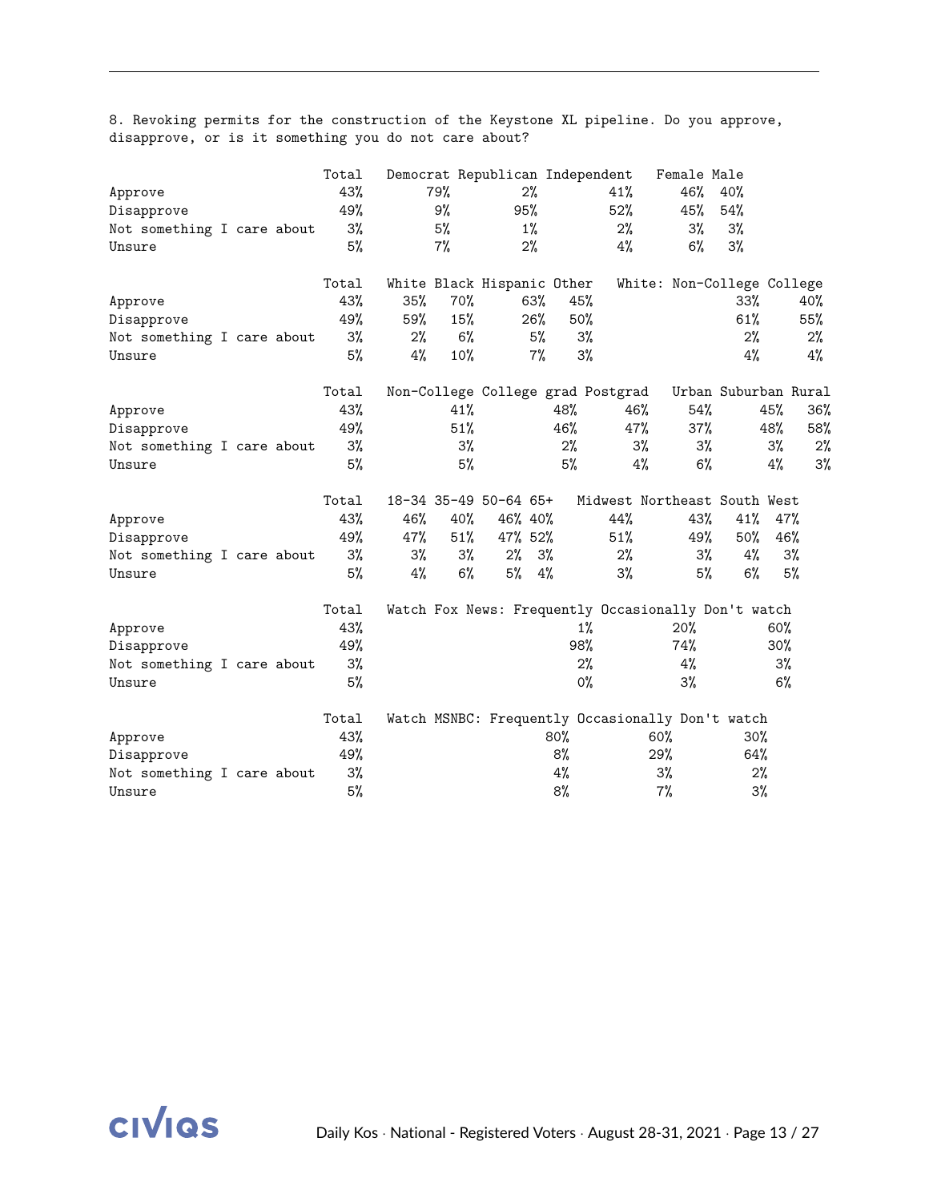8. Revoking permits for the construction of the Keystone XL pipeline. Do you approve, disapprove, or is it something you do not care about?

| | Total | Democrat | Republican | Independent | Female | Male |
|---|---|---|---|---|---|---|
| Approve | 43% | 79% | 2% | 41% | 46% | 40% |
| Disapprove | 49% | 9% | 95% | 52% | 45% | 54% |
| Not something I care about | 3% | 5% | 1% | 2% | 3% | 3% |
| Unsure | 5% | 7% | 2% | 4% | 6% | 3% |

| | Total | White | Black | Hispanic | Other | White: Non-College | College |
|---|---|---|---|---|---|---|---|
| Approve | 43% | 35% | 70% | 63% | 45% | 33% | 40% |
| Disapprove | 49% | 59% | 15% | 26% | 50% | 61% | 55% |
| Not something I care about | 3% | 2% | 6% | 5% | 3% | 2% | 2% |
| Unsure | 5% | 4% | 10% | 7% | 3% | 4% | 4% |

| | Total | Non-College | College grad | Postgrad | Urban | Suburban | Rural |
|---|---|---|---|---|---|---|---|
| Approve | 43% | 41% | 48% | 46% | 54% | 45% | 36% |
| Disapprove | 49% | 51% | 46% | 47% | 37% | 48% | 58% |
| Not something I care about | 3% | 3% | 2% | 3% | 3% | 3% | 2% |
| Unsure | 5% | 5% | 5% | 4% | 6% | 4% | 3% |

| | Total | 18-34 | 35-49 | 50-64 | 65+ | Midwest | Northeast | South | West |
|---|---|---|---|---|---|---|---|---|---|
| Approve | 43% | 46% | 40% | 46% | 40% | 44% | 43% | 41% | 47% |
| Disapprove | 49% | 47% | 51% | 47% | 52% | 51% | 49% | 50% | 46% |
| Not something I care about | 3% | 3% | 3% | 2% | 3% | 2% | 3% | 4% | 3% |
| Unsure | 5% | 4% | 6% | 5% | 4% | 3% | 5% | 6% | 5% |

| | Total | Watch Fox News: Frequently | Occasionally | Don't watch |
|---|---|---|---|---|
| Approve | 43% | 1% | 20% | 60% |
| Disapprove | 49% | 98% | 74% | 30% |
| Not something I care about | 3% | 2% | 4% | 3% |
| Unsure | 5% | 0% | 3% | 6% |

| | Total | Watch MSNBC: Frequently | Occasionally | Don't watch |
|---|---|---|---|---|
| Approve | 43% | 80% | 60% | 30% |
| Disapprove | 49% | 8% | 29% | 64% |
| Not something I care about | 3% | 4% | 3% | 2% |
| Unsure | 5% | 8% | 7% | 3% |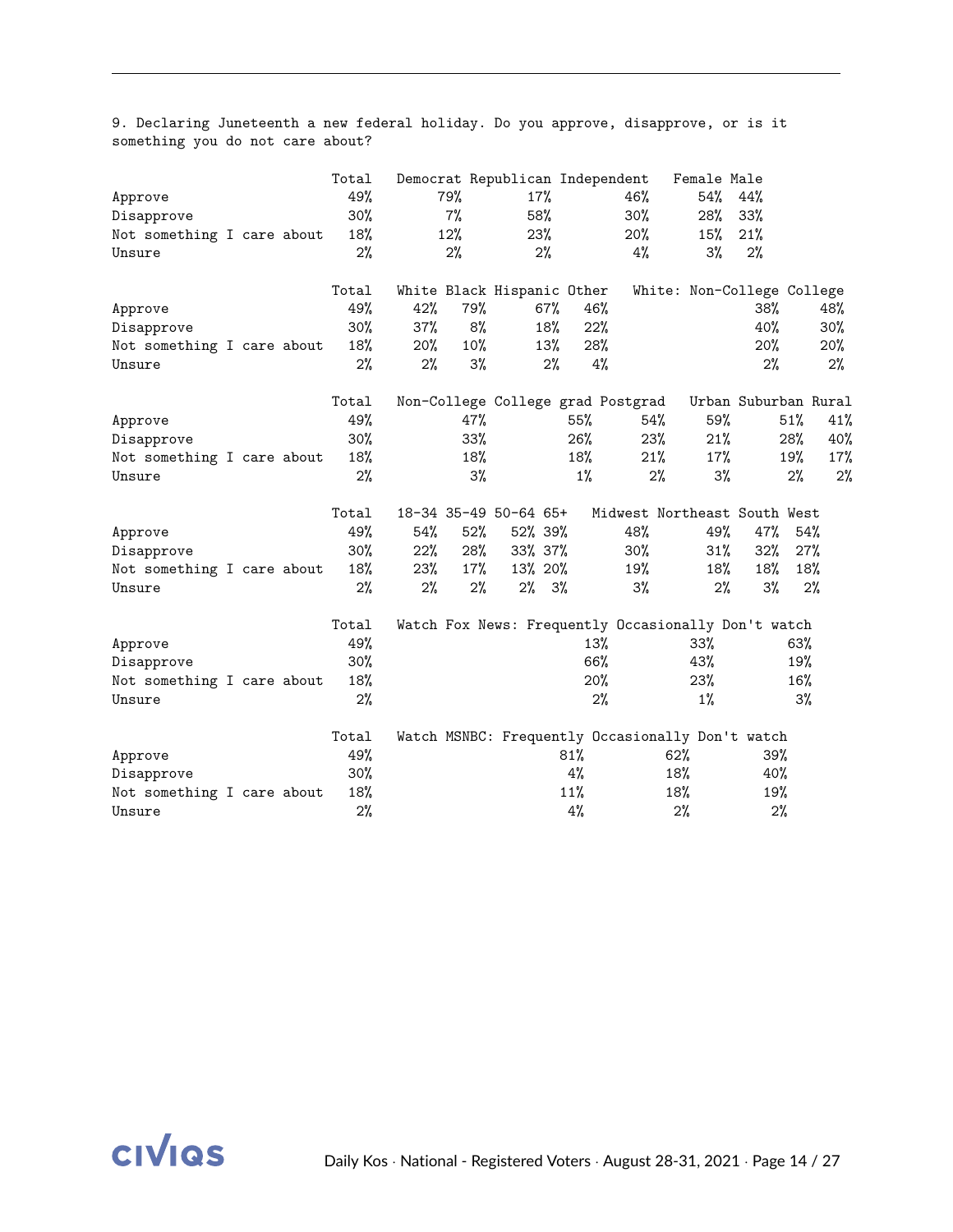9. Declaring Juneteenth a new federal holiday. Do you approve, disapprove, or is it something you do not care about?

| | Total | Democrat | Republican | Independent | Female | Male |
|---|---|---|---|---|---|---|
| Approve | 49% | 79% | 17% | 46% | 54% | 44% |
| Disapprove | 30% | 7% | 58% | 30% | 28% | 33% |
| Not something I care about | 18% | 12% | 23% | 20% | 15% | 21% |
| Unsure | 2% | 2% | 2% | 4% | 3% | 2% |

| | Total | White | Black | Hispanic | Other | White: Non-College | College |
|---|---|---|---|---|---|---|---|
| Approve | 49% | 42% | 79% | 67% | 46% | 38% | 48% |
| Disapprove | 30% | 37% | 8% | 18% | 22% | 40% | 30% |
| Not something I care about | 18% | 20% | 10% | 13% | 28% | 20% | 20% |
| Unsure | 2% | 2% | 3% | 2% | 4% | 2% | 2% |

| | Total | Non-College | College grad | Postgrad | Urban | Suburban | Rural |
|---|---|---|---|---|---|---|---|
| Approve | 49% | 47% | 55% | 54% | 59% | 51% | 41% |
| Disapprove | 30% | 33% | 26% | 23% | 21% | 28% | 40% |
| Not something I care about | 18% | 18% | 18% | 21% | 17% | 19% | 17% |
| Unsure | 2% | 3% | 1% | 2% | 3% | 2% | 2% |

| | Total | 18-34 | 35-49 | 50-64 | 65+ | Midwest | Northeast | South | West |
|---|---|---|---|---|---|---|---|---|---|
| Approve | 49% | 54% | 52% | 52% | 39% | 48% | 49% | 47% | 54% |
| Disapprove | 30% | 22% | 28% | 33% | 37% | 30% | 31% | 32% | 27% |
| Not something I care about | 18% | 23% | 17% | 13% | 20% | 19% | 18% | 18% | 18% |
| Unsure | 2% | 2% | 2% | 2% | 3% | 3% | 2% | 3% | 2% |

| | Total | Watch Fox News: Frequently | Occasionally | Don't watch |
|---|---|---|---|---|
| Approve | 49% | 13% | 33% | 63% |
| Disapprove | 30% | 66% | 43% | 19% |
| Not something I care about | 18% | 20% | 23% | 16% |
| Unsure | 2% | 2% | 1% | 3% |

| | Total | Watch MSNBC: Frequently | Occasionally | Don't watch |
|---|---|---|---|---|
| Approve | 49% | 81% | 62% | 39% |
| Disapprove | 30% | 4% | 18% | 40% |
| Not something I care about | 18% | 11% | 18% | 19% |
| Unsure | 2% | 4% | 2% | 2% |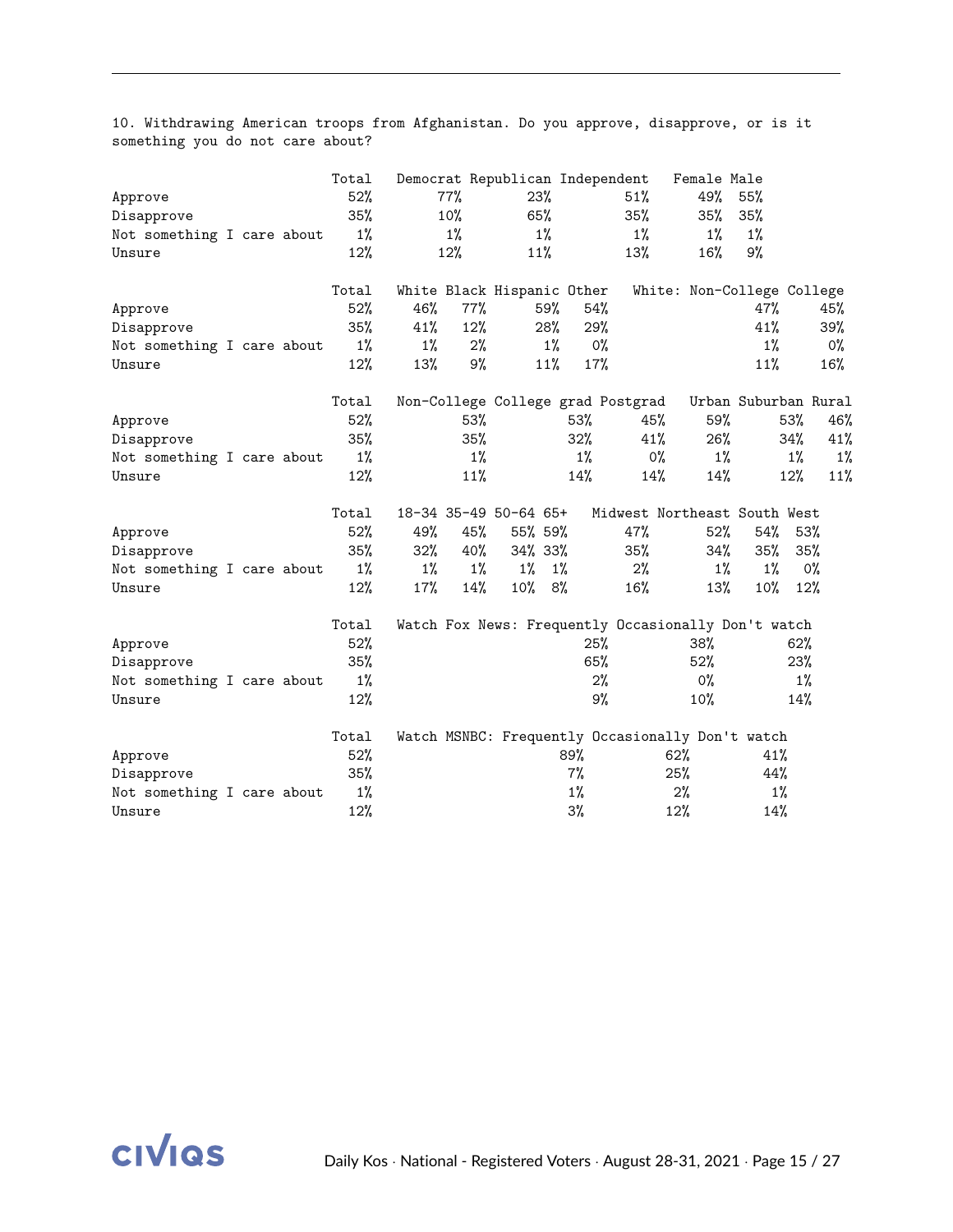10. Withdrawing American troops from Afghanistan. Do you approve, disapprove, or is it something you do not care about?

| | Total | Democrat | Republican | Independent | Female | Male |
|---|---|---|---|---|---|---|
| Approve | 52% | 77% | 23% | 51% | 49% | 55% |
| Disapprove | 35% | 10% | 65% | 35% | 35% | 35% |
| Not something I care about | 1% | 1% | 1% | 1% | 1% | 1% |
| Unsure | 12% | 12% | 11% | 13% | 16% | 9% |

| | Total | White | Black | Hispanic | Other | White: Non-College | College |
|---|---|---|---|---|---|---|---|
| Approve | 52% | 46% | 77% | 59% | 54% | 47% | 45% |
| Disapprove | 35% | 41% | 12% | 28% | 29% | 41% | 39% |
| Not something I care about | 1% | 1% | 2% | 1% | 0% | 1% | 0% |
| Unsure | 12% | 13% | 9% | 11% | 17% | 11% | 16% |

| | Total | Non-College | College grad | Postgrad | Urban | Suburban | Rural |
|---|---|---|---|---|---|---|---|
| Approve | 52% | 53% | 53% | 45% | 59% | 53% | 46% |
| Disapprove | 35% | 35% | 32% | 41% | 26% | 34% | 41% |
| Not something I care about | 1% | 1% | 1% | 0% | 1% | 1% | 1% |
| Unsure | 12% | 11% | 14% | 14% | 14% | 12% | 11% |

| | Total | 18-34 | 35-49 | 50-64 | 65+ | Midwest | Northeast | South | West |
|---|---|---|---|---|---|---|---|---|---|
| Approve | 52% | 49% | 45% | 55% | 59% | 47% | 52% | 54% | 53% |
| Disapprove | 35% | 32% | 40% | 34% | 33% | 35% | 34% | 35% | 35% |
| Not something I care about | 1% | 1% | 1% | 1% | 1% | 2% | 1% | 1% | 0% |
| Unsure | 12% | 17% | 14% | 10% | 8% | 16% | 13% | 10% | 12% |

| | Total | Watch Fox News: Frequently | Occasionally | Don't watch |
|---|---|---|---|---|
| Approve | 52% | 25% | 38% | 62% |
| Disapprove | 35% | 65% | 52% | 23% |
| Not something I care about | 1% | 2% | 0% | 1% |
| Unsure | 12% | 9% | 10% | 14% |

| | Total | Watch MSNBC: Frequently | Occasionally | Don't watch |
|---|---|---|---|---|
| Approve | 52% | 89% | 62% | 41% |
| Disapprove | 35% | 7% | 25% | 44% |
| Not something I care about | 1% | 1% | 2% | 1% |
| Unsure | 12% | 3% | 12% | 14% |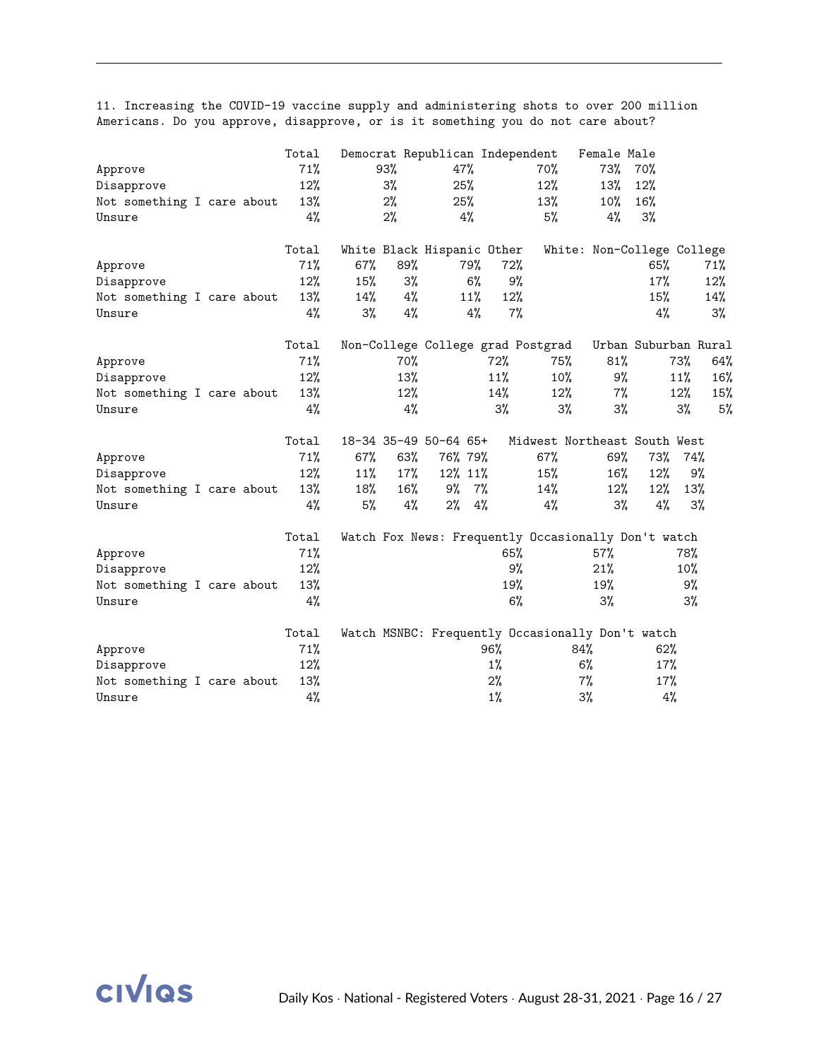11. Increasing the COVID-19 vaccine supply and administering shots to over 200 million Americans. Do you approve, disapprove, or is it something you do not care about?

| | Total | Democrat | Republican | Independent | Female | Male |
|---|---|---|---|---|---|---|
| Approve | 71% | 93% | 47% | 70% | 73% | 70% |
| Disapprove | 12% | 3% | 25% | 12% | 13% | 12% |
| Not something I care about | 13% | 2% | 25% | 13% | 10% | 16% |
| Unsure | 4% | 2% | 4% | 5% | 4% | 3% |

| | Total | White | Black | Hispanic | Other | White: Non-College | College |
|---|---|---|---|---|---|---|---|
| Approve | 71% | 67% | 89% | 79% | 72% | 65% | 71% |
| Disapprove | 12% | 15% | 3% | 6% | 9% | 17% | 12% |
| Not something I care about | 13% | 14% | 4% | 11% | 12% | 15% | 14% |
| Unsure | 4% | 3% | 4% | 4% | 7% | 4% | 3% |

| | Total | Non-College | College grad | Postgrad | Urban | Suburban | Rural |
|---|---|---|---|---|---|---|---|
| Approve | 71% | 70% | 72% | 75% | 81% | 73% | 64% |
| Disapprove | 12% | 13% | 11% | 10% | 9% | 11% | 16% |
| Not something I care about | 13% | 12% | 14% | 12% | 7% | 12% | 15% |
| Unsure | 4% | 4% | 3% | 3% | 3% | 3% | 5% |

| | Total | 18-34 | 35-49 | 50-64 | 65+ | Midwest | Northeast | South | West |
|---|---|---|---|---|---|---|---|---|---|
| Approve | 71% | 67% | 63% | 76% | 79% | 67% | 69% | 73% | 74% |
| Disapprove | 12% | 11% | 17% | 12% | 11% | 15% | 16% | 12% | 9% |
| Not something I care about | 13% | 18% | 16% | 9% | 7% | 14% | 12% | 12% | 13% |
| Unsure | 4% | 5% | 4% | 2% | 4% | 4% | 3% | 4% | 3% |

| | Total | Watch Fox News: Frequently | Occasionally | Don't watch |
|---|---|---|---|---|
| Approve | 71% | 65% | 57% | 78% |
| Disapprove | 12% | 9% | 21% | 10% |
| Not something I care about | 13% | 19% | 19% | 9% |
| Unsure | 4% | 6% | 3% | 3% |

| | Total | Watch MSNBC: Frequently | Occasionally | Don't watch |
|---|---|---|---|---|
| Approve | 71% | 96% | 84% | 62% |
| Disapprove | 12% | 1% | 6% | 17% |
| Not something I care about | 13% | 2% | 7% | 17% |
| Unsure | 4% | 1% | 3% | 4% |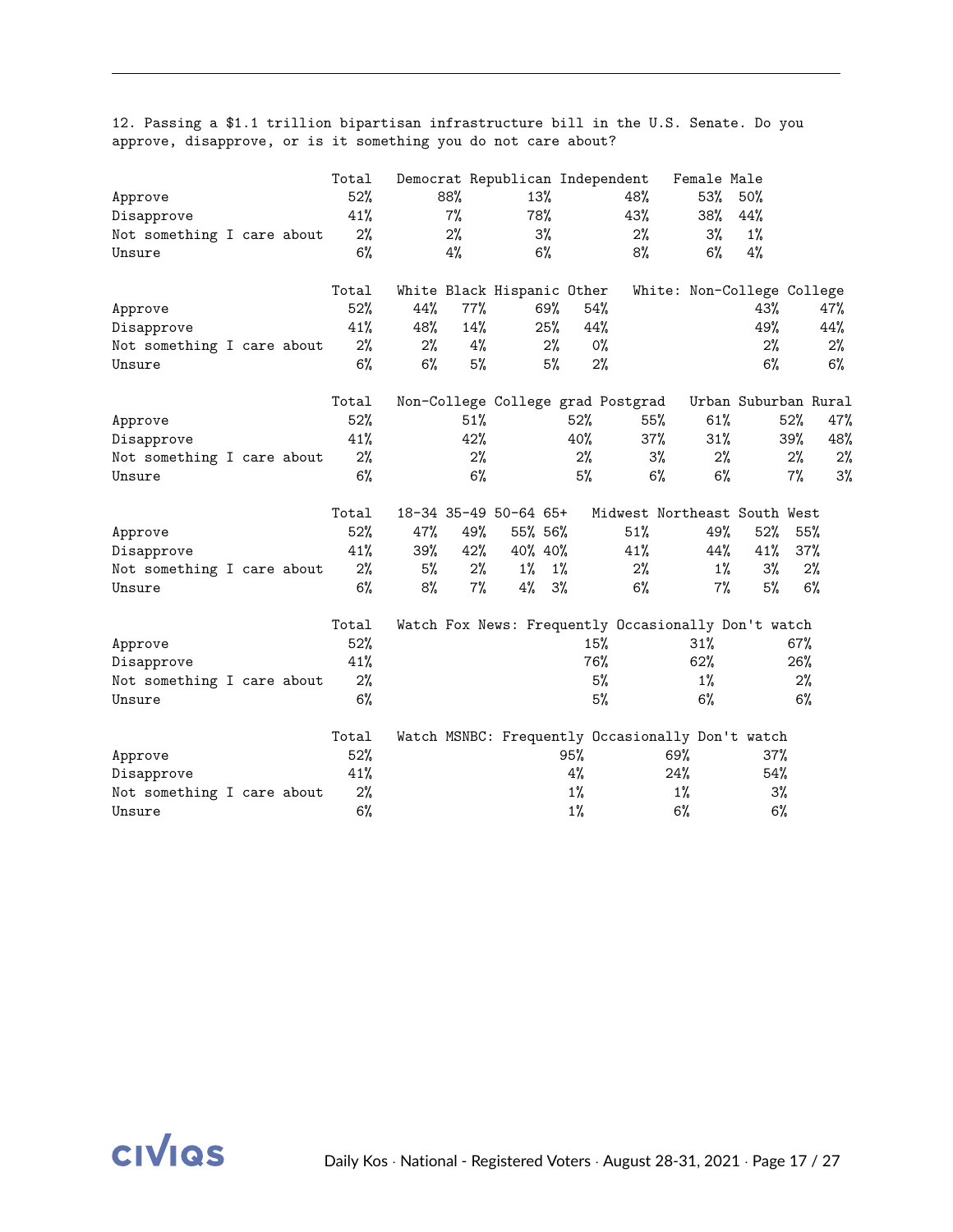12. Passing a $1.1 trillion bipartisan infrastructure bill in the U.S. Senate. Do you approve, disapprove, or is it something you do not care about?

| | Total | Democrat | Republican | Independent | Female | Male |
|---|---|---|---|---|---|---|
| Approve | 52% | 88% | 13% | 48% | 53% | 50% |
| Disapprove | 41% | 7% | 78% | 43% | 38% | 44% |
| Not something I care about | 2% | 2% | 3% | 2% | 3% | 1% |
| Unsure | 6% | 4% | 6% | 8% | 6% | 4% |

| | Total | White | Black | Hispanic | Other | White: Non-College | College |
|---|---|---|---|---|---|---|---|
| Approve | 52% | 44% | 77% | 69% | 54% | 43% | 47% |
| Disapprove | 41% | 48% | 14% | 25% | 44% | 49% | 44% |
| Not something I care about | 2% | 2% | 4% | 2% | 0% | 2% | 2% |
| Unsure | 6% | 6% | 5% | 5% | 2% | 6% | 6% |

| | Total | Non-College | College grad | Postgrad | Urban | Suburban | Rural |
|---|---|---|---|---|---|---|---|
| Approve | 52% | 51% | 52% | 55% | 61% | 52% | 47% |
| Disapprove | 41% | 42% | 40% | 37% | 31% | 39% | 48% |
| Not something I care about | 2% | 2% | 2% | 3% | 2% | 2% | 2% |
| Unsure | 6% | 6% | 5% | 6% | 6% | 7% | 3% |

| | Total | 18-34 | 35-49 | 50-64 | 65+ | Midwest | Northeast | South | West |
|---|---|---|---|---|---|---|---|---|---|
| Approve | 52% | 47% | 49% | 55% | 56% | 51% | 49% | 52% | 55% |
| Disapprove | 41% | 39% | 42% | 40% | 40% | 41% | 44% | 41% | 37% |
| Not something I care about | 2% | 5% | 2% | 1% | 1% | 2% | 1% | 3% | 2% |
| Unsure | 6% | 8% | 7% | 4% | 3% | 6% | 7% | 5% | 6% |

| | Total | Watch Fox News: Frequently | Occasionally | Don't watch |
|---|---|---|---|---|
| Approve | 52% | 15% | 31% | 67% |
| Disapprove | 41% | 76% | 62% | 26% |
| Not something I care about | 2% | 5% | 1% | 2% |
| Unsure | 6% | 5% | 6% | 6% |

| | Total | Watch MSNBC: Frequently | Occasionally | Don't watch |
|---|---|---|---|---|
| Approve | 52% | 95% | 69% | 37% |
| Disapprove | 41% | 4% | 24% | 54% |
| Not something I care about | 2% | 1% | 1% | 3% |
| Unsure | 6% | 1% | 6% | 6% |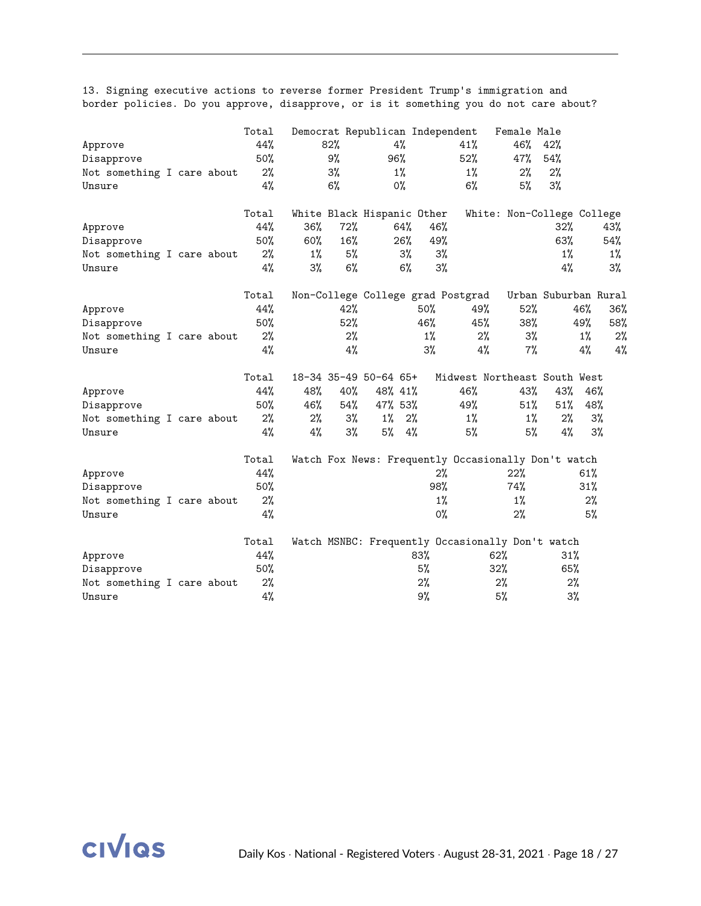13. Signing executive actions to reverse former President Trump's immigration and border policies. Do you approve, disapprove, or is it something you do not care about?

| | Total | Democrat | Republican | Independent | Female | Male |
|---|---|---|---|---|---|---|
| Approve | 44% | 82% | 4% | 41% | 46% | 42% |
| Disapprove | 50% | 9% | 96% | 52% | 47% | 54% |
| Not something I care about | 2% | 3% | 1% | 1% | 2% | 2% |
| Unsure | 4% | 6% | 0% | 6% | 5% | 3% |

| | Total | White | Black | Hispanic | Other | White: Non-College | College |
|---|---|---|---|---|---|---|---|
| Approve | 44% | 36% | 72% | 64% | 46% | 32% | 43% |
| Disapprove | 50% | 60% | 16% | 26% | 49% | 63% | 54% |
| Not something I care about | 2% | 1% | 5% | 3% | 3% | 1% | 1% |
| Unsure | 4% | 3% | 6% | 6% | 3% | 4% | 3% |

| | Total | Non-College | College grad | Postgrad | Urban | Suburban | Rural |
|---|---|---|---|---|---|---|---|
| Approve | 44% | 42% | 50% | 49% | 52% | 46% | 36% |
| Disapprove | 50% | 52% | 46% | 45% | 38% | 49% | 58% |
| Not something I care about | 2% | 2% | 1% | 2% | 3% | 1% | 2% |
| Unsure | 4% | 4% | 3% | 4% | 7% | 4% | 4% |

| | Total | 18-34 | 35-49 | 50-64 | 65+ | Midwest | Northeast | South | West |
|---|---|---|---|---|---|---|---|---|---|
| Approve | 44% | 48% | 40% | 48% | 41% | 46% | 43% | 43% | 46% |
| Disapprove | 50% | 46% | 54% | 47% | 53% | 49% | 51% | 51% | 48% |
| Not something I care about | 2% | 2% | 3% | 1% | 2% | 1% | 1% | 2% | 3% |
| Unsure | 4% | 4% | 3% | 5% | 4% | 5% | 5% | 4% | 3% |

| | Total | Watch Fox News: Frequently | Occasionally | Don't watch |
|---|---|---|---|---|
| Approve | 44% | 2% | 22% | 61% |
| Disapprove | 50% | 98% | 74% | 31% |
| Not something I care about | 2% | 1% | 1% | 2% |
| Unsure | 4% | 0% | 2% | 5% |

| | Total | Watch MSNBC: Frequently | Occasionally | Don't watch |
|---|---|---|---|---|
| Approve | 44% | 83% | 62% | 31% |
| Disapprove | 50% | 5% | 32% | 65% |
| Not something I care about | 2% | 2% | 2% | 2% |
| Unsure | 4% | 9% | 5% | 3% |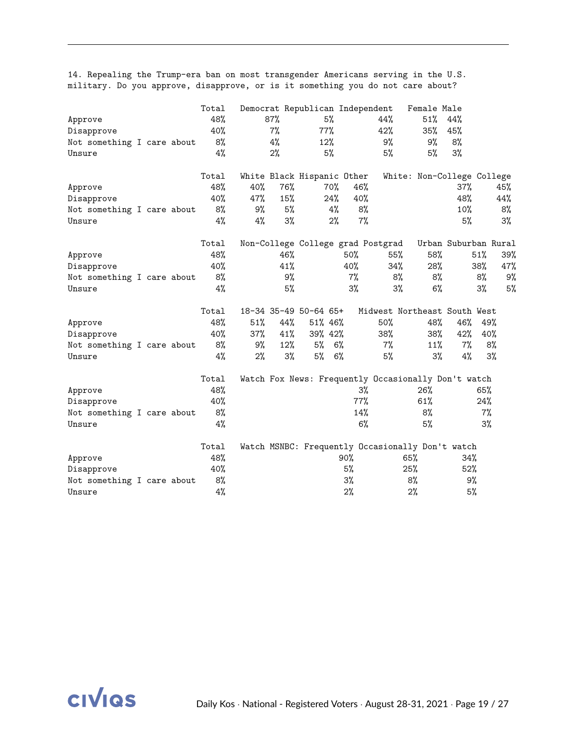14. Repealing the Trump-era ban on most transgender Americans serving in the U.S. military. Do you approve, disapprove, or is it something you do not care about?

| | Total | Democrat | Republican | Independent | Female | Male |
|---|---|---|---|---|---|---|
| Approve | 48% | 87% | 5% | 44% | 51% | 44% |
| Disapprove | 40% | 7% | 77% | 42% | 35% | 45% |
| Not something I care about | 8% | 4% | 12% | 9% | 9% | 8% |
| Unsure | 4% | 2% | 5% | 5% | 5% | 3% |

| | Total | White | Black | Hispanic | Other | White: Non-College | White: College |
|---|---|---|---|---|---|---|---|
| Approve | 48% | 40% | 76% | 70% | 46% | 37% | 45% |
| Disapprove | 40% | 47% | 15% | 24% | 40% | 48% | 44% |
| Not something I care about | 8% | 9% | 5% | 4% | 8% | 10% | 8% |
| Unsure | 4% | 4% | 3% | 2% | 7% | 5% | 3% |

| | Total | Non-College | College grad | Postgrad | Urban | Suburban | Rural |
|---|---|---|---|---|---|---|---|
| Approve | 48% | 46% | 50% | 55% | 58% | 51% | 39% |
| Disapprove | 40% | 41% | 40% | 34% | 28% | 38% | 47% |
| Not something I care about | 8% | 9% | 7% | 8% | 8% | 8% | 9% |
| Unsure | 4% | 5% | 3% | 3% | 6% | 3% | 5% |

| | Total | 18-34 | 35-49 | 50-64 | 65+ | Midwest | Northeast | South | West |
|---|---|---|---|---|---|---|---|---|---|
| Approve | 48% | 51% | 44% | 51% | 46% | 50% | 48% | 46% | 49% |
| Disapprove | 40% | 37% | 41% | 39% | 42% | 38% | 38% | 42% | 40% |
| Not something I care about | 8% | 9% | 12% | 5% | 6% | 7% | 11% | 7% | 8% |
| Unsure | 4% | 2% | 3% | 5% | 6% | 5% | 3% | 4% | 3% |

| | Total | Watch Fox News: Frequently | Occasionally | Don't watch |
|---|---|---|---|---|
| Approve | 48% | 3% | 26% | 65% |
| Disapprove | 40% | 77% | 61% | 24% |
| Not something I care about | 8% | 14% | 8% | 7% |
| Unsure | 4% | 6% | 5% | 3% |

| | Total | Watch MSNBC: Frequently | Occasionally | Don't watch |
|---|---|---|---|---|
| Approve | 48% | 90% | 65% | 34% |
| Disapprove | 40% | 5% | 25% | 52% |
| Not something I care about | 8% | 3% | 8% | 9% |
| Unsure | 4% | 2% | 2% | 5% |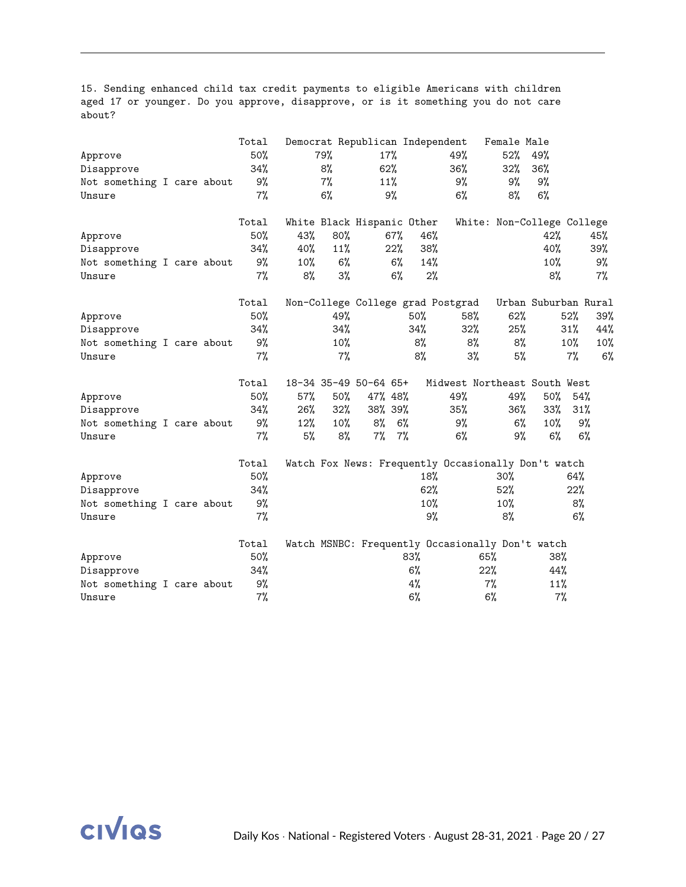15. Sending enhanced child tax credit payments to eligible Americans with children aged 17 or younger. Do you approve, disapprove, or is it something you do not care about?

| | Total | Democrat | Republican | Independent | Female | Male |
|---|---|---|---|---|---|---|
| Approve | 50% | 79% | 17% | 49% | 52% | 49% |
| Disapprove | 34% | 8% | 62% | 36% | 32% | 36% |
| Not something I care about | 9% | 7% | 11% | 9% | 9% | 9% |
| Unsure | 7% | 6% | 9% | 6% | 8% | 6% |

| | Total | White | Black | Hispanic | Other | White: Non-College | College |
|---|---|---|---|---|---|---|---|
| Approve | 50% | 43% | 80% | 67% | 46% | 42% | 45% |
| Disapprove | 34% | 40% | 11% | 22% | 38% | 40% | 39% |
| Not something I care about | 9% | 10% | 6% | 6% | 14% | 10% | 9% |
| Unsure | 7% | 8% | 3% | 6% | 2% | 8% | 7% |

| | Total | Non-College | College grad | Postgrad | Urban | Suburban | Rural |
|---|---|---|---|---|---|---|---|
| Approve | 50% | 49% | 50% | 58% | 62% | 52% | 39% |
| Disapprove | 34% | 34% | 34% | 32% | 25% | 31% | 44% |
| Not something I care about | 9% | 10% | 8% | 8% | 8% | 10% | 10% |
| Unsure | 7% | 7% | 8% | 3% | 5% | 7% | 6% |

| | Total | 18-34 | 35-49 | 50-64 | 65+ | Midwest | Northeast | South | West |
|---|---|---|---|---|---|---|---|---|---|
| Approve | 50% | 57% | 50% | 47% | 48% | 49% | 49% | 50% | 54% |
| Disapprove | 34% | 26% | 32% | 38% | 39% | 35% | 36% | 33% | 31% |
| Not something I care about | 9% | 12% | 10% | 8% | 6% | 9% | 6% | 10% | 9% |
| Unsure | 7% | 5% | 8% | 7% | 7% | 6% | 9% | 6% | 6% |

| | Total | Watch Fox News: Frequently | Occasionally | Don't watch |
|---|---|---|---|---|
| Approve | 50% | 18% | 30% | 64% |
| Disapprove | 34% | 62% | 52% | 22% |
| Not something I care about | 9% | 10% | 10% | 8% |
| Unsure | 7% | 9% | 8% | 6% |

| | Total | Watch MSNBC: Frequently | Occasionally | Don't watch |
|---|---|---|---|---|
| Approve | 50% | 83% | 65% | 38% |
| Disapprove | 34% | 6% | 22% | 44% |
| Not something I care about | 9% | 4% | 7% | 11% |
| Unsure | 7% | 6% | 6% | 7% |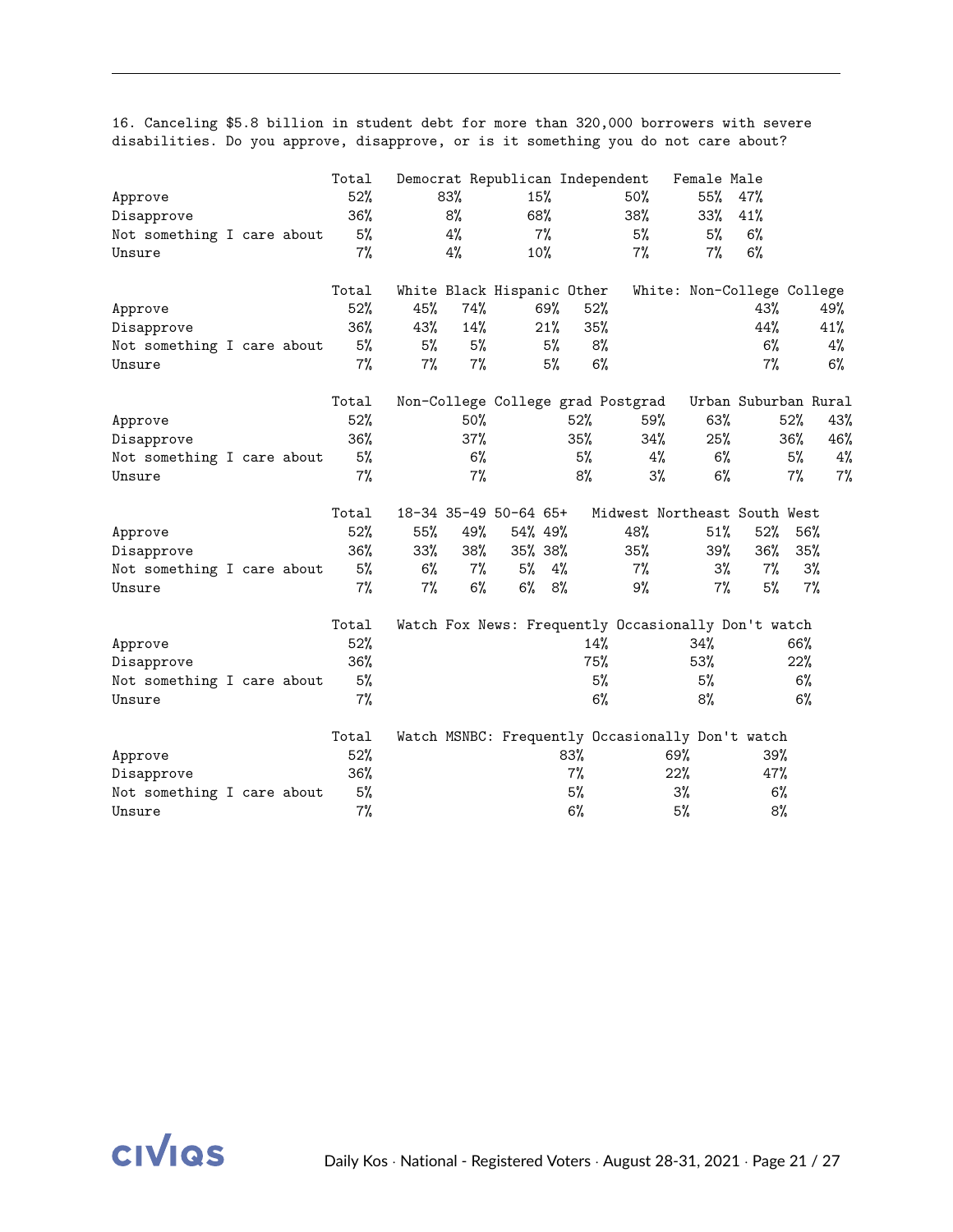16. Canceling $5.8 billion in student debt for more than 320,000 borrowers with severe disabilities. Do you approve, disapprove, or is it something you do not care about?

| | Total | Democrat | Republican | Independent | Female | Male |
|---|---|---|---|---|---|---|
| Approve | 52% | 83% | 15% | 50% | 55% | 47% |
| Disapprove | 36% | 8% | 68% | 38% | 33% | 41% |
| Not something I care about | 5% | 4% | 7% | 5% | 5% | 6% |
| Unsure | 7% | 4% | 10% | 7% | 7% | 6% |

| | Total | White | Black | Hispanic | Other | White: Non-College | College |
|---|---|---|---|---|---|---|---|
| Approve | 52% | 45% | 74% | 69% | 52% | 43% | 49% |
| Disapprove | 36% | 43% | 14% | 21% | 35% | 44% | 41% |
| Not something I care about | 5% | 5% | 5% | 5% | 8% | 6% | 4% |
| Unsure | 7% | 7% | 7% | 5% | 6% | 7% | 6% |

| | Total | Non-College | College grad | Postgrad | Urban | Suburban | Rural |
|---|---|---|---|---|---|---|---|
| Approve | 52% | 50% | 52% | 59% | 63% | 52% | 43% |
| Disapprove | 36% | 37% | 35% | 34% | 25% | 36% | 46% |
| Not something I care about | 5% | 6% | 5% | 4% | 6% | 5% | 4% |
| Unsure | 7% | 7% | 8% | 3% | 6% | 7% | 7% |

| | Total | 18-34 | 35-49 | 50-64 | 65+ | Midwest | Northeast | South | West |
|---|---|---|---|---|---|---|---|---|---|
| Approve | 52% | 55% | 49% | 54% | 49% | 48% | 51% | 52% | 56% |
| Disapprove | 36% | 33% | 38% | 35% | 38% | 35% | 39% | 36% | 35% |
| Not something I care about | 5% | 6% | 7% | 5% | 4% | 7% | 3% | 7% | 3% |
| Unsure | 7% | 7% | 6% | 6% | 8% | 9% | 7% | 5% | 7% |

| | Total | Watch Fox News: Frequently | Occasionally | Don't watch |
|---|---|---|---|---|
| Approve | 52% | 14% | 34% | 66% |
| Disapprove | 36% | 75% | 53% | 22% |
| Not something I care about | 5% | 5% | 5% | 6% |
| Unsure | 7% | 6% | 8% | 6% |

| | Total | Watch MSNBC: Frequently | Occasionally | Don't watch |
|---|---|---|---|---|
| Approve | 52% | 83% | 69% | 39% |
| Disapprove | 36% | 7% | 22% | 47% |
| Not something I care about | 5% | 5% | 3% | 6% |
| Unsure | 7% | 6% | 5% | 8% |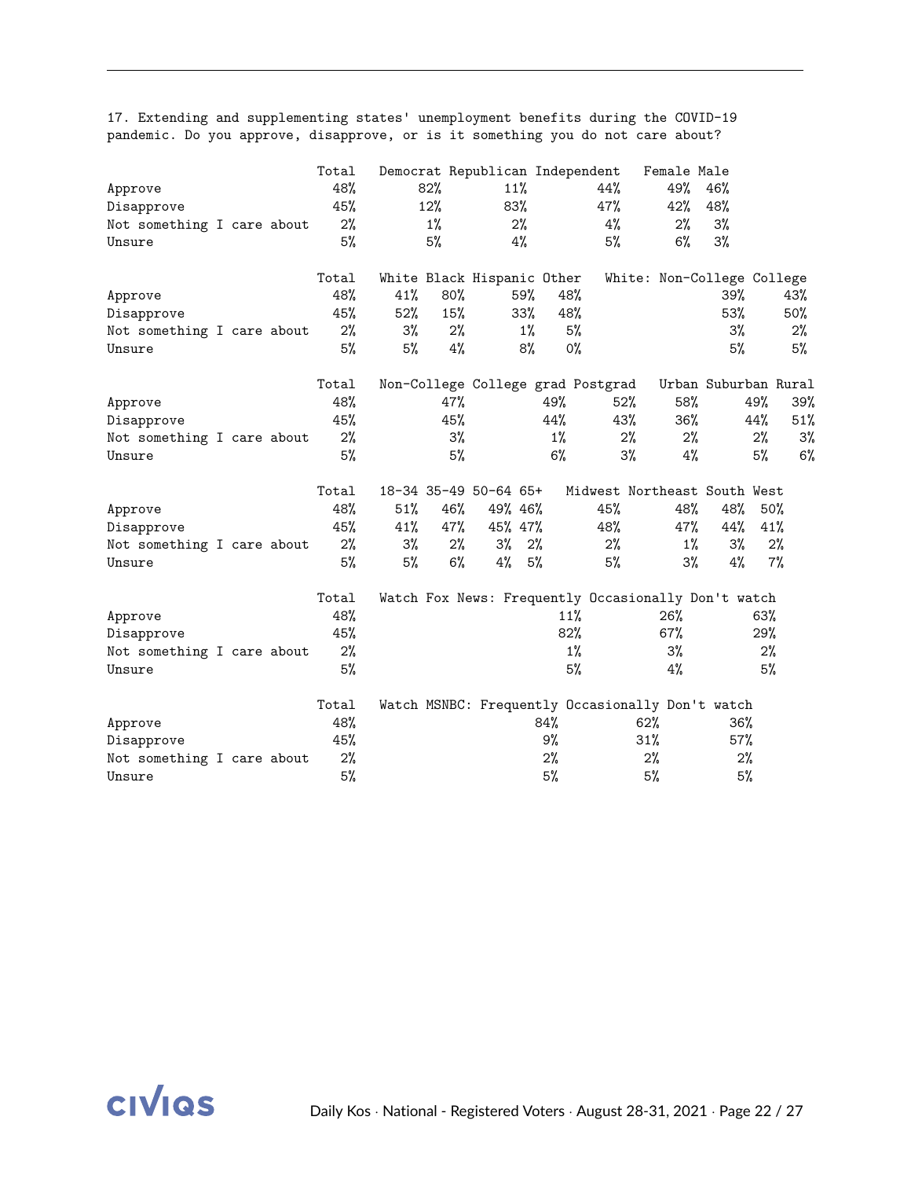17. Extending and supplementing states' unemployment benefits during the COVID-19 pandemic. Do you approve, disapprove, or is it something you do not care about?

| | Total | Democrat | Republican | Independent | Female | Male |
|---|---|---|---|---|---|---|
| Approve | 48% | 82% | 11% | 44% | 49% | 46% |
| Disapprove | 45% | 12% | 83% | 47% | 42% | 48% |
| Not something I care about | 2% | 1% | 2% | 4% | 2% | 3% |
| Unsure | 5% | 5% | 4% | 5% | 6% | 3% |

| | Total | White | Black | Hispanic | Other | White: Non-College | College |
|---|---|---|---|---|---|---|---|
| Approve | 48% | 41% | 80% | 59% | 48% | 39% | 43% |
| Disapprove | 45% | 52% | 15% | 33% | 48% | 53% | 50% |
| Not something I care about | 2% | 3% | 2% | 1% | 5% | 3% | 2% |
| Unsure | 5% | 5% | 4% | 8% | 0% | 5% | 5% |

| | Total | Non-College | College grad | Postgrad | Urban | Suburban | Rural |
|---|---|---|---|---|---|---|---|
| Approve | 48% | 47% | 49% | 52% | 58% | 49% | 39% |
| Disapprove | 45% | 45% | 44% | 43% | 36% | 44% | 51% |
| Not something I care about | 2% | 3% | 1% | 2% | 2% | 2% | 3% |
| Unsure | 5% | 5% | 6% | 3% | 4% | 5% | 6% |

| | Total | 18-34 | 35-49 | 50-64 | 65+ | Midwest | Northeast | South | West |
|---|---|---|---|---|---|---|---|---|---|
| Approve | 48% | 51% | 46% | 49% | 46% | 45% | 48% | 48% | 50% |
| Disapprove | 45% | 41% | 47% | 45% | 47% | 48% | 47% | 44% | 41% |
| Not something I care about | 2% | 3% | 2% | 3% | 2% | 2% | 1% | 3% | 2% |
| Unsure | 5% | 5% | 6% | 4% | 5% | 5% | 3% | 4% | 7% |

| | Total | Watch Fox News: Frequently | Occasionally | Don't watch |
|---|---|---|---|---|
| Approve | 48% | 11% | 26% | 63% |
| Disapprove | 45% | 82% | 67% | 29% |
| Not something I care about | 2% | 1% | 3% | 2% |
| Unsure | 5% | 5% | 4% | 5% |

| | Total | Watch MSNBC: Frequently | Occasionally | Don't watch |
|---|---|---|---|---|
| Approve | 48% | 84% | 62% | 36% |
| Disapprove | 45% | 9% | 31% | 57% |
| Not something I care about | 2% | 2% | 2% | 2% |
| Unsure | 5% | 5% | 5% | 5% |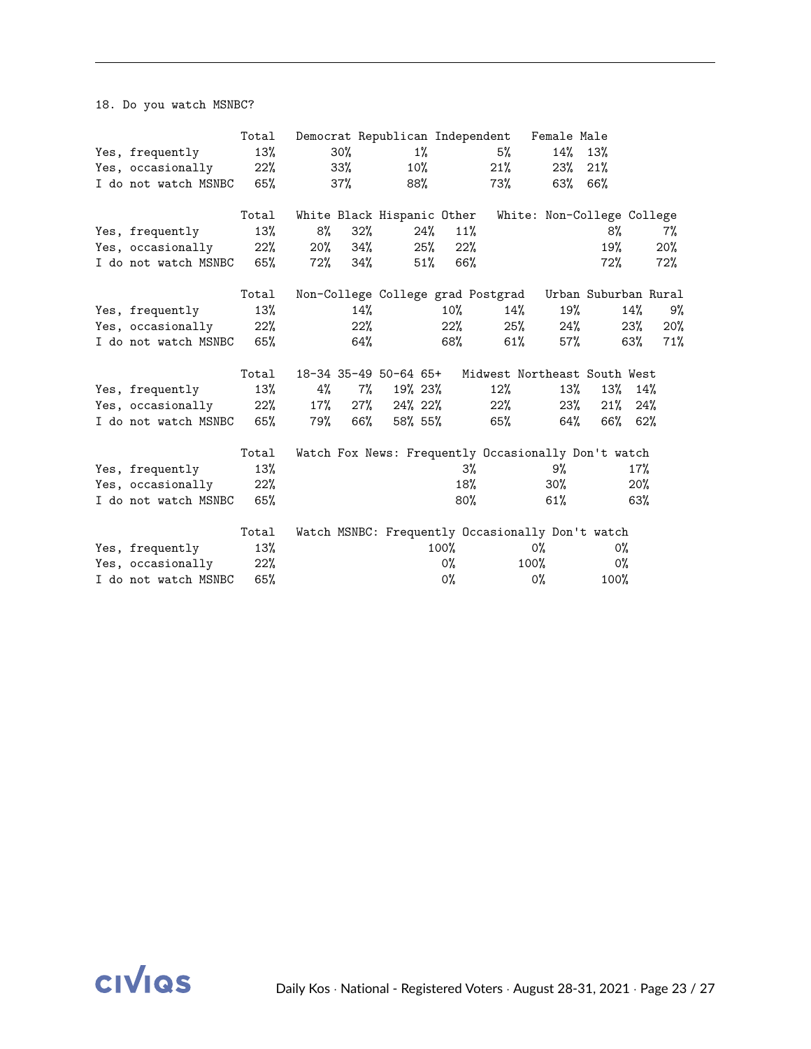18. Do you watch MSNBC?

| | Total | Democrat | Republican | Independent | Female | Male |
|---|---|---|---|---|---|---|
| Yes, frequently | 13% | 30% | 1% | 5% | 14% | 13% |
| Yes, occasionally | 22% | 33% | 10% | 21% | 23% | 21% |
| I do not watch MSNBC | 65% | 37% | 88% | 73% | 63% | 66% |

| | Total | White | Black | Hispanic | Other | White: Non-College | College |
|---|---|---|---|---|---|---|---|
| Yes, frequently | 13% | 8% | 32% | 24% | 11% | 8% | 7% |
| Yes, occasionally | 22% | 20% | 34% | 25% | 22% | 19% | 20% |
| I do not watch MSNBC | 65% | 72% | 34% | 51% | 66% | 72% | 72% |

| | Total | Non-College | College grad | Postgrad | Urban | Suburban | Rural |
|---|---|---|---|---|---|---|---|
| Yes, frequently | 13% | 14% | 10% | 14% | 19% | 14% | 9% |
| Yes, occasionally | 22% | 22% | 22% | 25% | 24% | 23% | 20% |
| I do not watch MSNBC | 65% | 64% | 68% | 61% | 57% | 63% | 71% |

| | Total | 18-34 | 35-49 | 50-64 | 65+ | Midwest | Northeast | South | West |
|---|---|---|---|---|---|---|---|---|---|
| Yes, frequently | 13% | 4% | 7% | 19% | 23% | 12% | 13% | 13% | 14% |
| Yes, occasionally | 22% | 17% | 27% | 24% | 22% | 22% | 23% | 21% | 24% |
| I do not watch MSNBC | 65% | 79% | 66% | 58% | 55% | 65% | 64% | 66% | 62% |

| | Total | Watch Fox News: Frequently | Occasionally | Don't watch |
|---|---|---|---|---|
| Yes, frequently | 13% | 3% | 9% | 17% |
| Yes, occasionally | 22% | 18% | 30% | 20% |
| I do not watch MSNBC | 65% | 80% | 61% | 63% |

| | Total | Watch MSNBC: Frequently | Occasionally | Don't watch |
|---|---|---|---|---|
| Yes, frequently | 13% | 100% | 0% | 0% |
| Yes, occasionally | 22% | 0% | 100% | 0% |
| I do not watch MSNBC | 65% | 0% | 0% | 100% |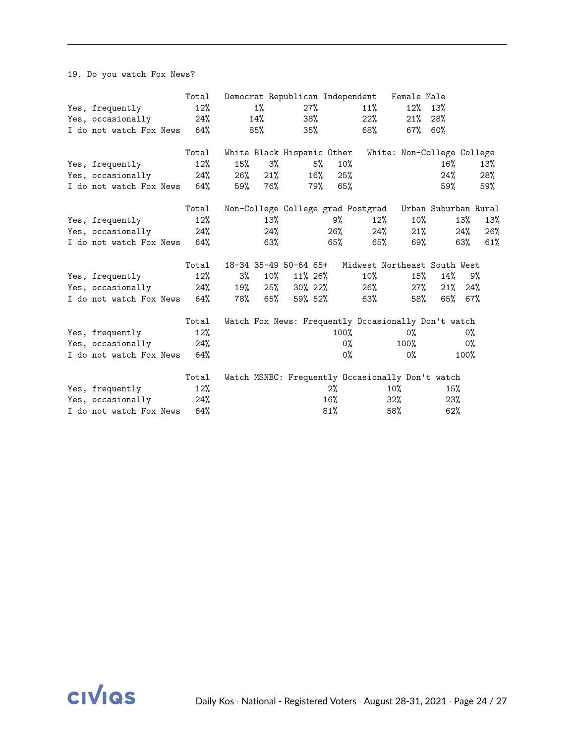19. Do you watch Fox News?

| | Total | Democrat | Republican | Independent | Female | Male |
|---|---|---|---|---|---|---|
| Yes, frequently | 12% | 1% | 27% | 11% | 12% | 13% |
| Yes, occasionally | 24% | 14% | 38% | 22% | 21% | 28% |
| I do not watch Fox News | 64% | 85% | 35% | 68% | 67% | 60% |

| | Total | White | Black | Hispanic | Other | White: Non-College | College |
|---|---|---|---|---|---|---|---|
| Yes, frequently | 12% | 15% | 3% | 5% | 10% | 16% | 13% |
| Yes, occasionally | 24% | 26% | 21% | 16% | 25% | 24% | 28% |
| I do not watch Fox News | 64% | 59% | 76% | 79% | 65% | 59% | 59% |

| | Total | Non-College | College grad | Postgrad | Urban | Suburban | Rural |
|---|---|---|---|---|---|---|---|
| Yes, frequently | 12% | 13% | 9% | 12% | 10% | 13% | 13% |
| Yes, occasionally | 24% | 24% | 26% | 24% | 21% | 24% | 26% |
| I do not watch Fox News | 64% | 63% | 65% | 65% | 69% | 63% | 61% |

| | Total | 18-34 | 35-49 | 50-64 | 65+ | Midwest | Northeast | South | West |
|---|---|---|---|---|---|---|---|---|---|
| Yes, frequently | 12% | 3% | 10% | 11% | 26% | 10% | 15% | 14% | 9% |
| Yes, occasionally | 24% | 19% | 25% | 30% | 22% | 26% | 27% | 21% | 24% |
| I do not watch Fox News | 64% | 78% | 65% | 59% | 52% | 63% | 58% | 65% | 67% |

| | Total | Watch Fox News: Frequently | Occasionally | Don't watch |
|---|---|---|---|---|
| Yes, frequently | 12% | 100% | 0% | 0% |
| Yes, occasionally | 24% | 0% | 100% | 0% |
| I do not watch Fox News | 64% | 0% | 0% | 100% |

| | Total | Watch MSNBC: Frequently | Occasionally | Don't watch |
|---|---|---|---|---|
| Yes, frequently | 12% | 2% | 10% | 15% |
| Yes, occasionally | 24% | 16% | 32% | 23% |
| I do not watch Fox News | 64% | 81% | 58% | 62% |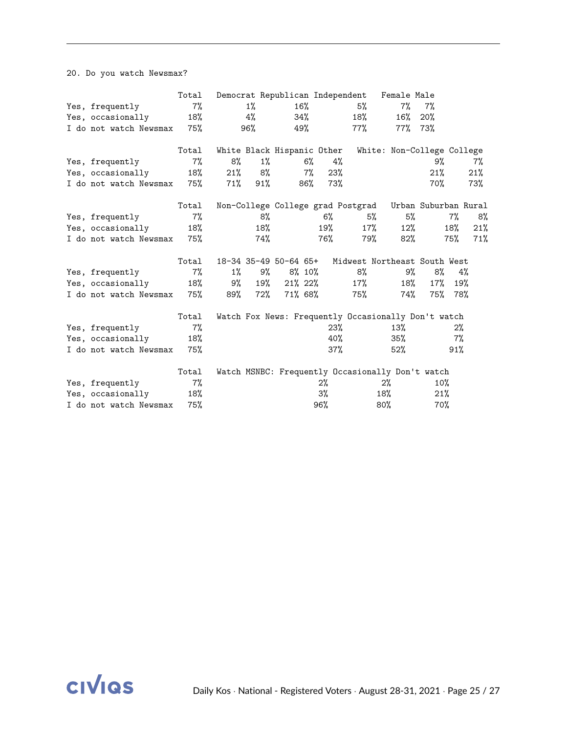20. Do you watch Newsmax?

| | Total | Democrat | Republican | Independent | Female | Male |
|---|---|---|---|---|---|---|
| Yes, frequently | 7% | 1% | 16% | 5% | 7% | 7% |
| Yes, occasionally | 18% | 4% | 34% | 18% | 16% | 20% |
| I do not watch Newsmax | 75% | 96% | 49% | 77% | 77% | 73% |

| | Total | White | Black | Hispanic | Other | White: Non-College | College |
|---|---|---|---|---|---|---|---|
| Yes, frequently | 7% | 8% | 1% | 6% | 4% | 9% | 7% |
| Yes, occasionally | 18% | 21% | 8% | 7% | 23% | 21% | 21% |
| I do not watch Newsmax | 75% | 71% | 91% | 86% | 73% | 70% | 73% |

| | Total | Non-College | College grad | Postgrad | Urban | Suburban | Rural |
|---|---|---|---|---|---|---|---|
| Yes, frequently | 7% | 8% | 6% | 5% | 5% | 7% | 8% |
| Yes, occasionally | 18% | 18% | 19% | 17% | 12% | 18% | 21% |
| I do not watch Newsmax | 75% | 74% | 76% | 79% | 82% | 75% | 71% |

| | Total | 18-34 | 35-49 | 50-64 | 65+ | Midwest | Northeast | South | West |
|---|---|---|---|---|---|---|---|---|---|
| Yes, frequently | 7% | 1% | 9% | 8% | 10% | 8% | 9% | 8% | 4% |
| Yes, occasionally | 18% | 9% | 19% | 21% | 22% | 17% | 18% | 17% | 19% |
| I do not watch Newsmax | 75% | 89% | 72% | 71% | 68% | 75% | 74% | 75% | 78% |

| | Total | Watch Fox News: Frequently | Occasionally | Don't watch |
|---|---|---|---|---|
| Yes, frequently | 7% | 23% | 13% | 2% |
| Yes, occasionally | 18% | 40% | 35% | 7% |
| I do not watch Newsmax | 75% | 37% | 52% | 91% |

| | Total | Watch MSNBC: Frequently | Occasionally | Don't watch |
|---|---|---|---|---|
| Yes, frequently | 7% | 2% | 2% | 10% |
| Yes, occasionally | 18% | 3% | 18% | 21% |
| I do not watch Newsmax | 75% | 96% | 80% | 70% |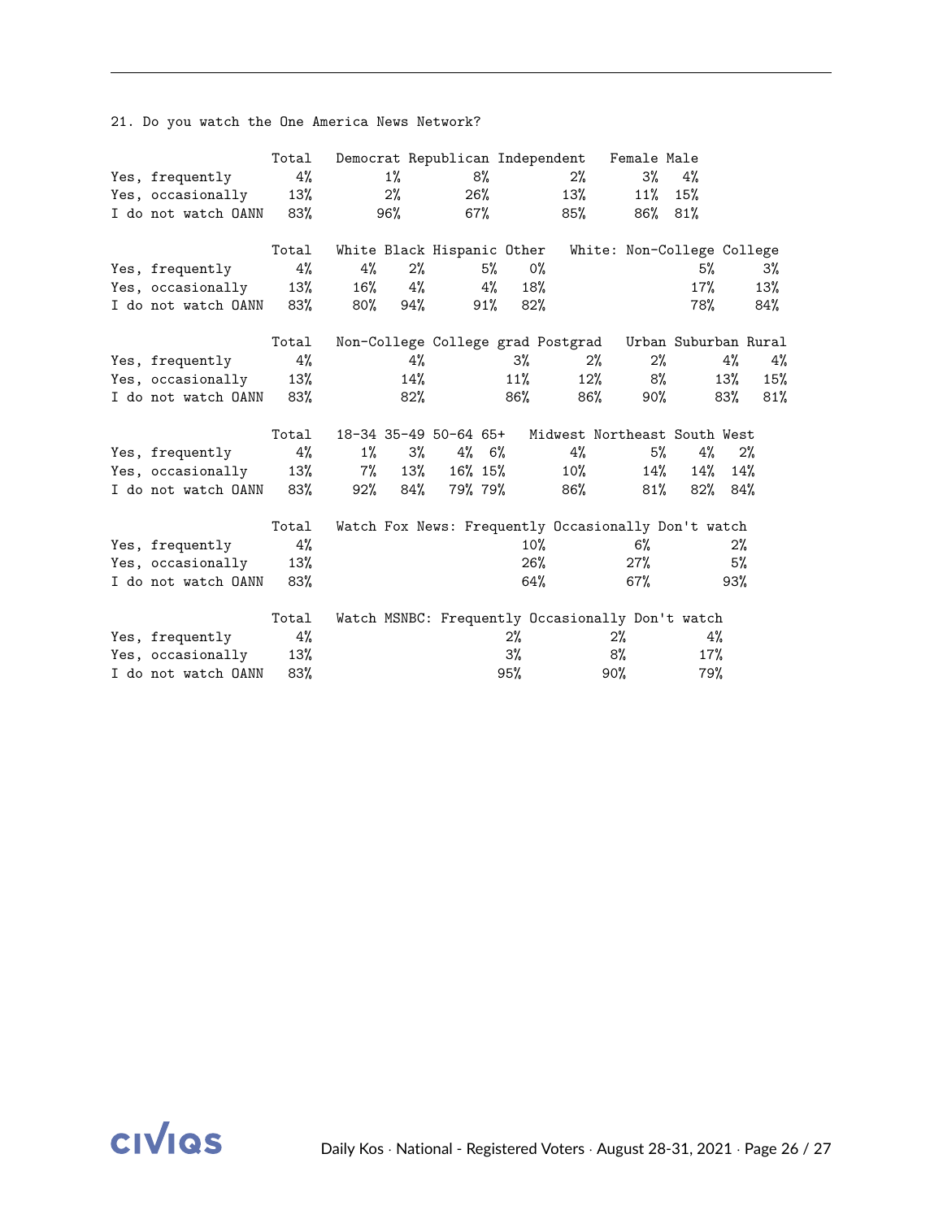21. Do you watch the One America News Network?

| | Total | Democrat | Republican | Independent | Female | Male |
|---|---|---|---|---|---|---|
| Yes, frequently | 4% | 1% | 8% | 2% | 3% | 4% |
| Yes, occasionally | 13% | 2% | 26% | 13% | 11% | 15% |
| I do not watch OANN | 83% | 96% | 67% | 85% | 86% | 81% |

| | Total | White | Black | Hispanic | Other | White: Non-College | College |
|---|---|---|---|---|---|---|---|
| Yes, frequently | 4% | 4% | 2% | 5% | 0% | 5% | 3% |
| Yes, occasionally | 13% | 16% | 4% | 4% | 18% | 17% | 13% |
| I do not watch OANN | 83% | 80% | 94% | 91% | 82% | 78% | 84% |

| | Total | Non-College | College grad | Postgrad | Urban | Suburban | Rural |
|---|---|---|---|---|---|---|---|
| Yes, frequently | 4% | 4% | 3% | 2% | 2% | 4% | 4% |
| Yes, occasionally | 13% | 14% | 11% | 12% | 8% | 13% | 15% |
| I do not watch OANN | 83% | 82% | 86% | 86% | 90% | 83% | 81% |

| | Total | 18-34 | 35-49 | 50-64 | 65+ | Midwest | Northeast | South | West |
|---|---|---|---|---|---|---|---|---|---|
| Yes, frequently | 4% | 1% | 3% | 4% | 6% | 4% | 5% | 4% | 2% |
| Yes, occasionally | 13% | 7% | 13% | 16% | 15% | 10% | 14% | 14% | 14% |
| I do not watch OANN | 83% | 92% | 84% | 79% | 79% | 86% | 81% | 82% | 84% |

| | Total | Watch Fox News: Frequently | Occasionally | Don't watch |
|---|---|---|---|---|
| Yes, frequently | 4% | 10% | 6% | 2% |
| Yes, occasionally | 13% | 26% | 27% | 5% |
| I do not watch OANN | 83% | 64% | 67% | 93% |

| | Total | Watch MSNBC: Frequently | Occasionally | Don't watch |
|---|---|---|---|---|
| Yes, frequently | 4% | 2% | 2% | 4% |
| Yes, occasionally | 13% | 3% | 8% | 17% |
| I do not watch OANN | 83% | 95% | 90% | 79% |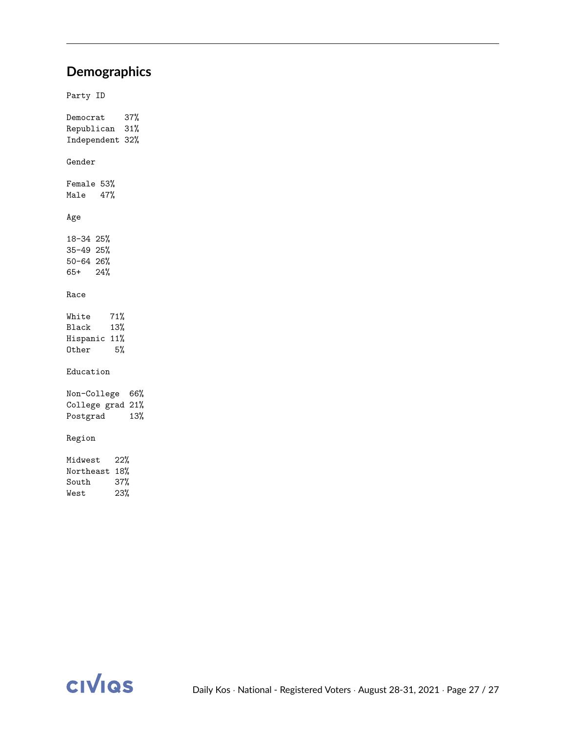## Demographics

Party ID

| | |
|---|---|
| Democrat | 37% |
| Republican | 31% |
| Independent | 32% |

Gender

| | |
|---|---|
| Female | 53% |
| Male | 47% |

Age

| | |
|---|---|
| 18-34 | 25% |
| 35-49 | 25% |
| 50-64 | 26% |
| 65+ | 24% |

Race

| | |
|---|---|
| White | 71% |
| Black | 13% |
| Hispanic | 11% |
| Other | 5% |

Education

| | |
|---|---|
| Non-College | 66% |
| College grad | 21% |
| Postgrad | 13% |

Region

| | |
|---|---|
| Midwest | 22% |
| Northeast | 18% |
| South | 37% |
| West | 23% |